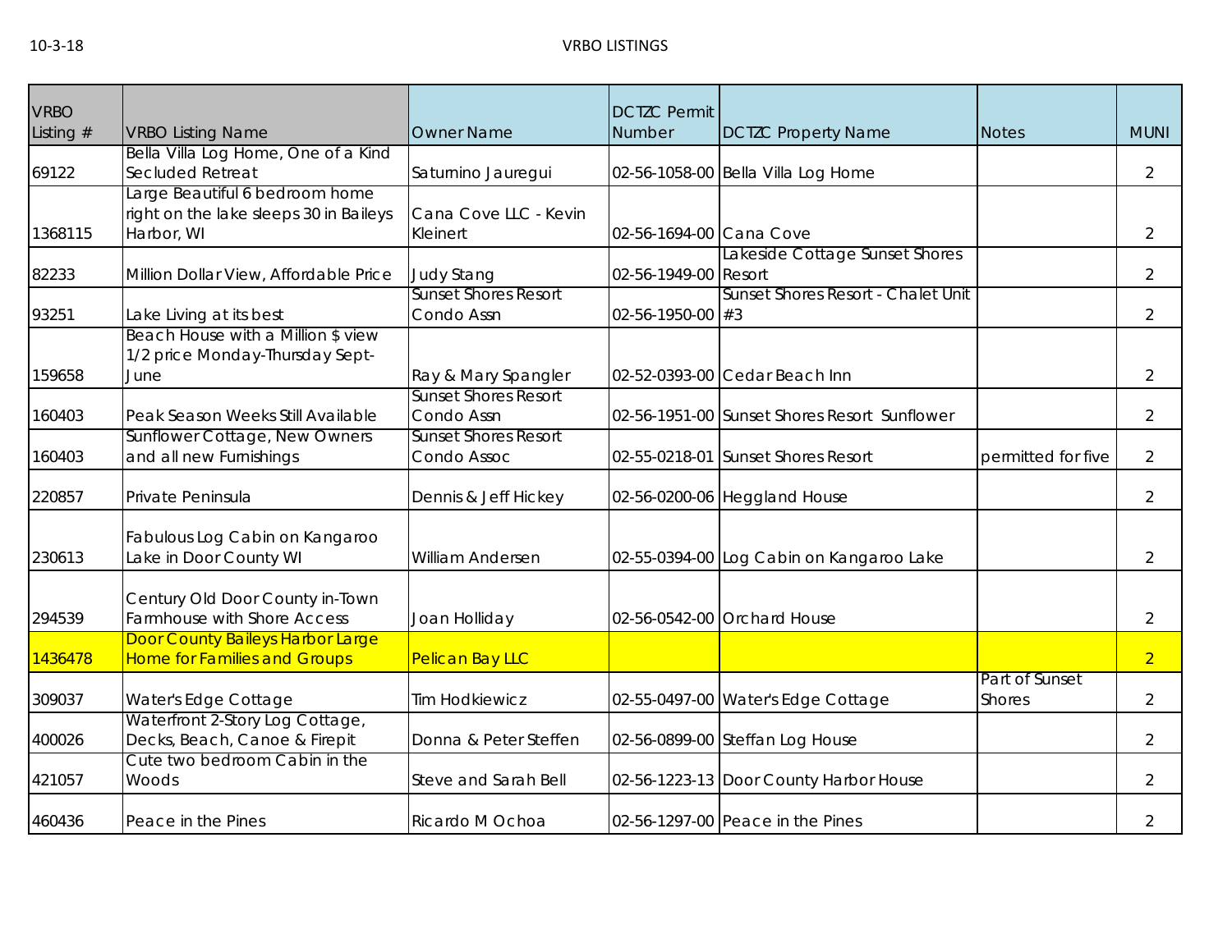10-3-18

# VRBO LISTINGS

| VRBO Listing # | VRBO Listing Name | Owner Name | DCTZC Permit Number | DCTZC Property Name | Notes | MUNI |
|---|---|---|---|---|---|---|
| 69122 | Bella Villa Log Home, One of a Kind Secluded Retreat | Saturnino Jauregui | 02-56-1058-00 | Bella Villa Log Home | | 2 |
| 1368115 | Large Beautiful 6 bedroom home right on the lake sleeps 30 in Baileys Harbor, WI | Cana Cove LLC - Kevin Kleinert | 02-56-1694-00 | Cana Cove | | 2 |
| 82233 | Million Dollar View, Affordable Price | Judy Stang | 02-56-1949-00 | Lakeside Cottage Sunset Shores Resort | | 2 |
| 93251 | Lake Living at its best | Sunset Shores Resort Condo Assn | 02-56-1950-00 | Sunset Shores Resort - Chalet Unit #3 | | 2 |
| 159658 | Beach House with a Million $ view 1/2 price Monday-Thursday Sept-June | Ray & Mary Spangler | 02-52-0393-00 | Cedar Beach Inn | | 2 |
| 160403 | Peak Season Weeks Still Available | Sunset Shores Resort Condo Assn | 02-56-1951-00 | Sunset Shores Resort Sunflower | | 2 |
| 160403 | Sunflower Cottage, New Owners and all new Furnishings | Sunset Shores Resort Condo Assoc | 02-55-0218-01 | Sunset Shores Resort | permitted for five | 2 |
| 220857 | Private Peninsula | Dennis & Jeff Hickey | 02-56-0200-06 | Heggland House | | 2 |
| 230613 | Fabulous Log Cabin on Kangaroo Lake in Door County WI | William Andersen | 02-55-0394-00 | Log Cabin on Kangaroo Lake | | 2 |
| 294539 | Century Old Door County in-Town Farmhouse with Shore Access | Joan Holliday | 02-56-0542-00 | Orchard House | | 2 |
| 1436478 | Door County Baileys Harbor Large Home for Families and Groups | Pelican Bay LLC | | | | 2 |
| 309037 | Water's Edge Cottage | Tim Hodkiewicz | 02-55-0497-00 | Water's Edge Cottage | Part of Sunset Shores | 2 |
| 400026 | Waterfront 2-Story Log Cottage, Decks, Beach, Canoe & Firepit | Donna & Peter Steffen | 02-56-0899-00 | Steffan Log House | | 2 |
| 421057 | Cute two bedroom Cabin in the Woods | Steve and Sarah Bell | 02-56-1223-13 | Door County Harbor House | | 2 |
| 460436 | Peace in the Pines | Ricardo M Ochoa | 02-56-1297-00 | Peace in the Pines | | 2 |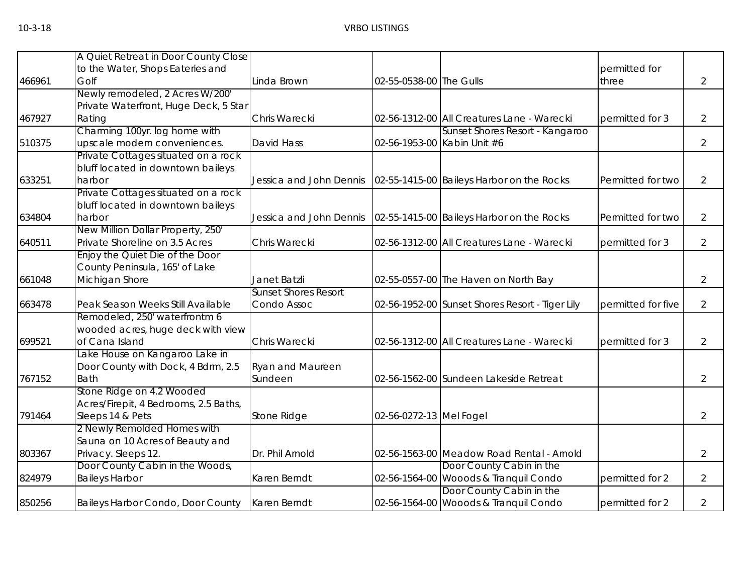| | | | | | | |
|---|---|---|---|---|---|---|
| 466961 | A Quiet Retreat in Door County Close to the Water, Shops Eateries and Golf | Linda Brown | 02-55-0538-00 | The Gulls | permitted for three | 2 |
| 467927 | Newly remodeled, 2 Acres W/200' Private Waterfront, Huge Deck, 5 Star Rating | Chris Warecki | 02-56-1312-00 | All Creatures Lane - Warecki | permitted for 3 | 2 |
| 510375 | Charming 100yr. log home with upscale modern conveniences. | David Hass | 02-56-1953-00 | Sunset Shores Resort - Kangaroo Kabin Unit #6 | | 2 |
| 633251 | Private Cottages situated on a rock bluff located in downtown baileys harbor | Jessica and John Dennis | 02-55-1415-00 | Baileys Harbor on the Rocks | Permitted for two | 2 |
| 634804 | Private Cottages situated on a rock bluff located in downtown baileys harbor | Jessica and John Dennis | 02-55-1415-00 | Baileys Harbor on the Rocks | Permitted for two | 2 |
| 640511 | New Million Dollar Property, 250' Private Shoreline on 3.5 Acres | Chris Warecki | 02-56-1312-00 | All Creatures Lane - Warecki | permitted for 3 | 2 |
| 661048 | Enjoy the Quiet Die of the Door County Peninsula, 165' of Lake Michigan Shore | Janet Batzli | 02-55-0557-00 | The Haven on North Bay | | 2 |
| 663478 | Peak Season Weeks Still Available | Sunset Shores Resort Condo Assoc | 02-56-1952-00 | Sunset Shores Resort - Tiger Lily | permitted for five | 2 |
| 699521 | Remodeled, 250' waterfrontm 6 wooded acres, huge deck with view of Cana Island | Chris Warecki | 02-56-1312-00 | All Creatures Lane - Warecki | permitted for 3 | 2 |
| 767152 | Lake House on Kangaroo Lake in Door County with Dock, 4 Bdrm, 2.5 Bath | Ryan and Maureen Sundeen | 02-56-1562-00 | Sundeen Lakeside Retreat | | 2 |
| 791464 | Stone Ridge on 4.2 Wooded Acres/Firepit, 4 Bedrooms, 2.5 Baths, Sleeps 14 & Pets | Stone Ridge | 02-56-0272-13 | Mel Fogel | | 2 |
| 803367 | 2 Newly Remolded Homes with Sauna on 10 Acres of Beauty and Privacy. Sleeps 12. | Dr. Phil Arnold | 02-56-1563-00 | Meadow Road Rental - Arnold | | 2 |
| 824979 | Door County Cabin in the Woods, Baileys Harbor | Karen Berndt | 02-56-1564-00 | Door County Cabin in the Wooods & Tranquil Condo | permitted for 2 | 2 |
| 850256 | Baileys Harbor Condo, Door County | Karen Berndt | 02-56-1564-00 | Door County Cabin in the Wooods & Tranquil Condo | permitted for 2 | 2 |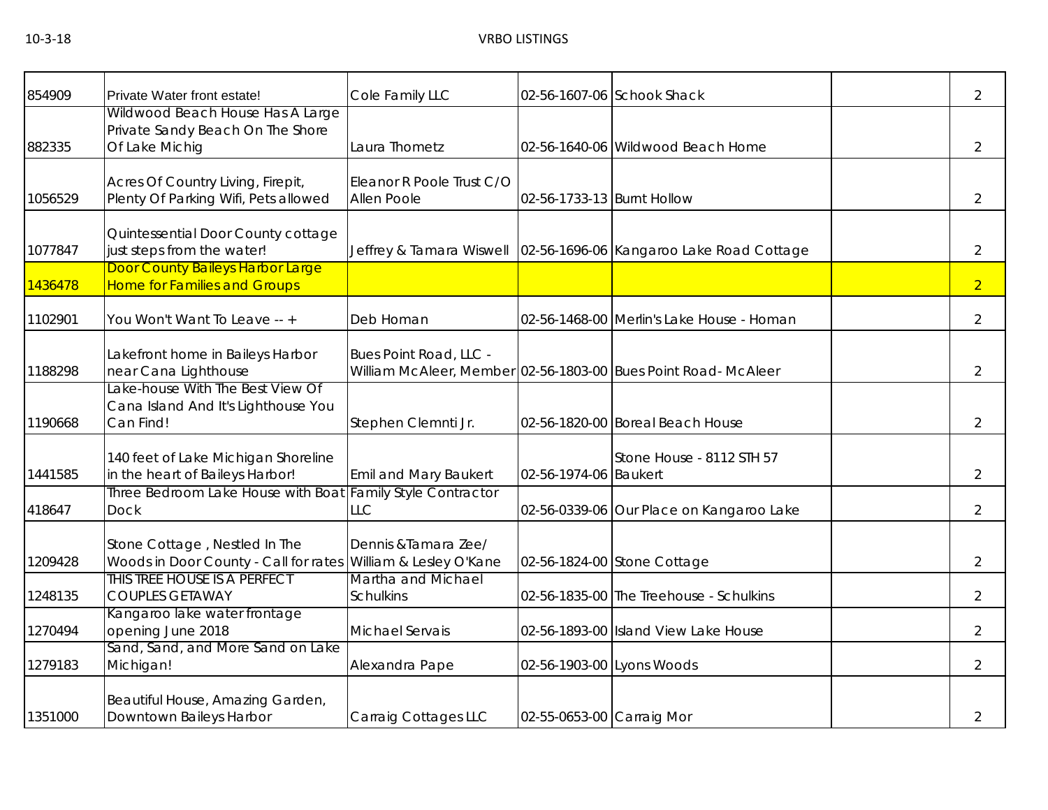| | | | | | | |
|---|---|---|---|---|---|---|
| 854909 | Private Water front estate! | Cole Family LLC | 02-56-1607-06 | Schook Shack | | 2 |
| 882335 | Wildwood Beach House Has A Large Private Sandy Beach On The Shore Of Lake Michig | Laura Thometz | 02-56-1640-06 | Wildwood Beach Home | | 2 |
| 1056529 | Acres Of Country Living, Firepit, Plenty Of Parking Wifi, Pets allowed | Eleanor R Poole Trust C/O Allen Poole | 02-56-1733-13 | Burnt Hollow | | 2 |
| 1077847 | Quintessential Door County cottage just steps from the water! | Jeffrey & Tamara Wiswell | 02-56-1696-06 | Kangaroo Lake Road Cottage | | 2 |
| 1436478 | Door County Baileys Harbor Large Home for Families and Groups | | | | | 2 |
| 1102901 | You Won't Want To Leave -- + | Deb Homan | 02-56-1468-00 | Merlin's Lake House - Homan | | 2 |
| 1188298 | Lakefront home in Baileys Harbor near Cana Lighthouse | Bues Point Road, LLC - William McAleer, Member | 02-56-1803-00 | Bues Point Road- McAleer | | 2 |
| 1190668 | Lake-house With The Best View Of Cana Island And It's Lighthouse You Can Find! | Stephen Clemnti Jr. | 02-56-1820-00 | Boreal Beach House | | 2 |
| 1441585 | 140 feet of Lake Michigan Shoreline in the heart of Baileys Harbor! | Emil and Mary Baukert | 02-56-1974-06 | Stone House - 8112 STH 57 Baukert | | 2 |
| 418647 | Three Bedroom Lake House with Boat Dock | Family Style Contractor LLC | 02-56-0339-06 | Our Place on Kangaroo Lake | | 2 |
| 1209428 | Stone Cottage , Nestled In The Woods in Door County - Call for rates | Dennis &Tamara Zee/ William & Lesley O'Kane | 02-56-1824-00 | Stone Cottage | | 2 |
| 1248135 | THIS TREE HOUSE IS A PERFECT COUPLES GETAWAY | Martha and Michael Schulkins | 02-56-1835-00 | The Treehouse - Schulkins | | 2 |
| 1270494 | Kangaroo lake water frontage opening June 2018 | Michael Servais | 02-56-1893-00 | Island View Lake House | | 2 |
| 1279183 | Sand, Sand, and More Sand on Lake Michigan! | Alexandra Pape | 02-56-1903-00 | Lyons Woods | | 2 |
| 1351000 | Beautiful House, Amazing Garden, Downtown Baileys Harbor | Carraig Cottages LLC | 02-55-0653-00 | Carraig Mor | | 2 |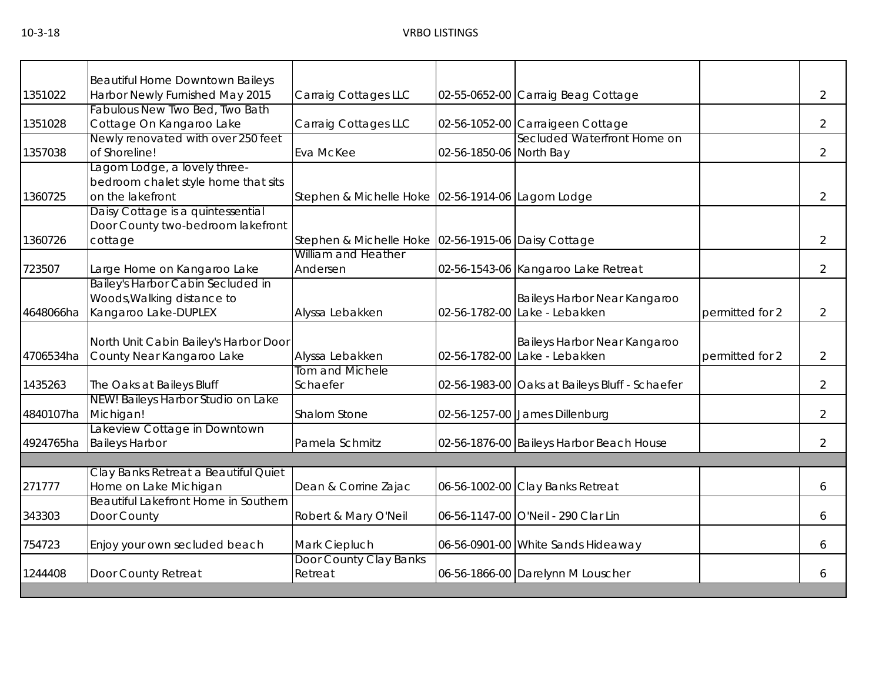| | | | | | | |
|---|---|---|---|---|---|---|
| 1351022 | Beautiful Home Downtown Baileys Harbor Newly Furnished May 2015 | Carraig Cottages LLC | 02-55-0652-00 | Carraig Beag Cottage | | 2 |
| 1351028 | Fabulous New Two Bed, Two Bath Cottage On Kangaroo Lake | Carraig Cottages LLC | 02-56-1052-00 | Carraigeen Cottage | | 2 |
| 1357038 | Newly renovated with over 250 feet of Shoreline! | Eva McKee | 02-56-1850-06 | Secluded Waterfront Home on North Bay | | 2 |
| 1360725 | Lagom Lodge, a lovely three-bedroom chalet style home that sits on the lakefront | Stephen & Michelle Hoke | 02-56-1914-06 | Lagom Lodge | | 2 |
| 1360726 | Daisy Cottage is a quintessential Door County two-bedroom lakefront cottage | Stephen & Michelle Hoke | 02-56-1915-06 | Daisy Cottage | | 2 |
| 723507 | Large Home on Kangaroo Lake | William and Heather Andersen | 02-56-1543-06 | Kangaroo Lake Retreat | | 2 |
| 4648066ha | Bailey's Harbor Cabin Secluded in Woods,Walking distance to Kangaroo Lake-DUPLEX | Alyssa Lebakken | 02-56-1782-00 | Baileys Harbor Near Kangaroo Lake - Lebakken | permitted for 2 | 2 |
| 4706534ha | North Unit Cabin Bailey's Harbor Door County Near Kangaroo Lake | Alyssa Lebakken | 02-56-1782-00 | Baileys Harbor Near Kangaroo Lake - Lebakken | permitted for 2 | 2 |
| 1435263 | The Oaks at Baileys Bluff | Tom and Michele Schaefer | 02-56-1983-00 | Oaks at Baileys Bluff - Schaefer | | 2 |
| 4840107ha | NEW! Baileys Harbor Studio on Lake Michigan! | Shalom Stone | 02-56-1257-00 | James Dillenburg | | 2 |
| 4924765ha | Lakeview Cottage in Downtown Baileys Harbor | Pamela Schmitz | 02-56-1876-00 | Baileys Harbor Beach House | | 2 |
| | | | | | | |
| 271777 | Clay Banks Retreat a Beautiful Quiet Home on Lake Michigan | Dean & Corrine Zajac | 06-56-1002-00 | Clay Banks Retreat | | 6 |
| 343303 | Beautiful Lakefront Home in Southern Door County | Robert & Mary O'Neil | 06-56-1147-00 | O'Neil - 290 Clar Lin | | 6 |
| 754723 | Enjoy your own secluded beach | Mark Ciepluch | 06-56-0901-00 | White Sands Hideaway | | 6 |
| 1244408 | Door County Retreat | Door County Clay Banks Retreat | 06-56-1866-00 | Darelynn M Louscher | | 6 |
| | | | | | | |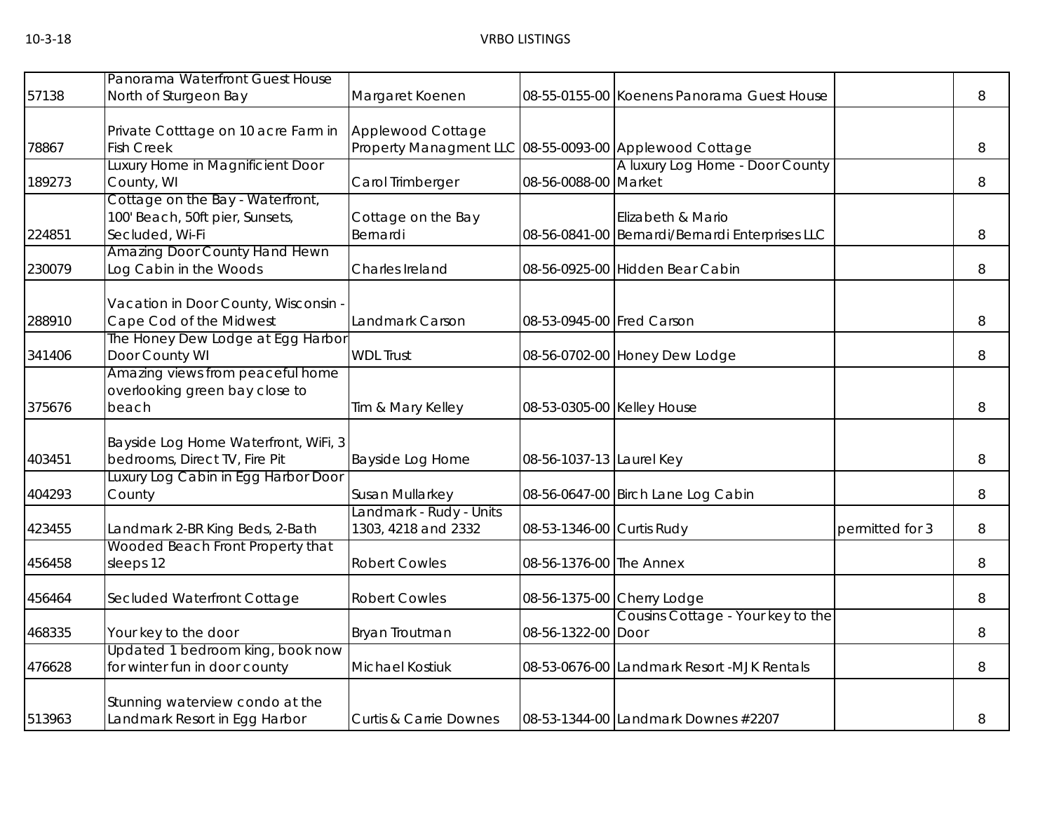| | | | | | | |
|---|---|---|---|---|---|---|
| 57138 | Panorama Waterfront Guest House North of Sturgeon Bay | Margaret Koenen | 08-55-0155-00 | Koenens Panorama Guest House | | 8 |
| 78867 | Private Cotttage on 10 acre Farm in Fish Creek | Applewood Cottage Property Managment LLC | 08-55-0093-00 | Applewood Cottage | | 8 |
| 189273 | Luxury Home in Magnificient Door County, WI | Carol Trimberger | 08-56-0088-00 | A luxury Log Home - Door County Market | | 8 |
| 224851 | Cottage on the Bay - Waterfront, 100' Beach, 50ft pier, Sunsets, Secluded, Wi-Fi | Cottage on the Bay Bernardi | 08-56-0841-00 | Elizabeth & Mario Bernardi/Bernardi Enterprises LLC | | 8 |
| 230079 | Amazing Door County Hand Hewn Log Cabin in the Woods | Charles Ireland | 08-56-0925-00 | Hidden Bear Cabin | | 8 |
| 288910 | Vacation in Door County, Wisconsin - Cape Cod of the Midwest | Landmark Carson | 08-53-0945-00 | Fred Carson | | 8 |
| 341406 | The Honey Dew Lodge at Egg Harbor Door County WI | WDL Trust | 08-56-0702-00 | Honey Dew Lodge | | 8 |
| 375676 | Amazing views from peaceful home overlooking green bay close to beach | Tim & Mary Kelley | 08-53-0305-00 | Kelley House | | 8 |
| 403451 | Bayside Log Home Waterfront, WiFi, 3 bedrooms, Direct TV, Fire Pit | Bayside Log Home | 08-56-1037-13 | Laurel Key | | 8 |
| 404293 | Luxury Log Cabin in Egg Harbor Door County | Susan Mullarkey | 08-56-0647-00 | Birch Lane Log Cabin | | 8 |
| 423455 | Landmark 2-BR King Beds, 2-Bath | Landmark - Rudy - Units 1303, 4218 and 2332 | 08-53-1346-00 | Curtis Rudy | permitted for 3 | 8 |
| 456458 | Wooded Beach Front Property that sleeps 12 | Robert Cowles | 08-56-1376-00 | The Annex | | 8 |
| 456464 | Secluded Waterfront Cottage | Robert Cowles | 08-56-1375-00 | Cherry Lodge | | 8 |
| 468335 | Your key to the door | Bryan Troutman | 08-56-1322-00 | Cousins Cottage - Your key to the Door | | 8 |
| 476628 | Updated 1 bedroom king, book now for winter fun in door county | Michael Kostiuk | 08-53-0676-00 | Landmark Resort -MJK Rentals | | 8 |
| 513963 | Stunning waterview condo at the Landmark Resort in Egg Harbor | Curtis & Carrie Downes | 08-53-1344-00 | Landmark Downes #2207 | | 8 |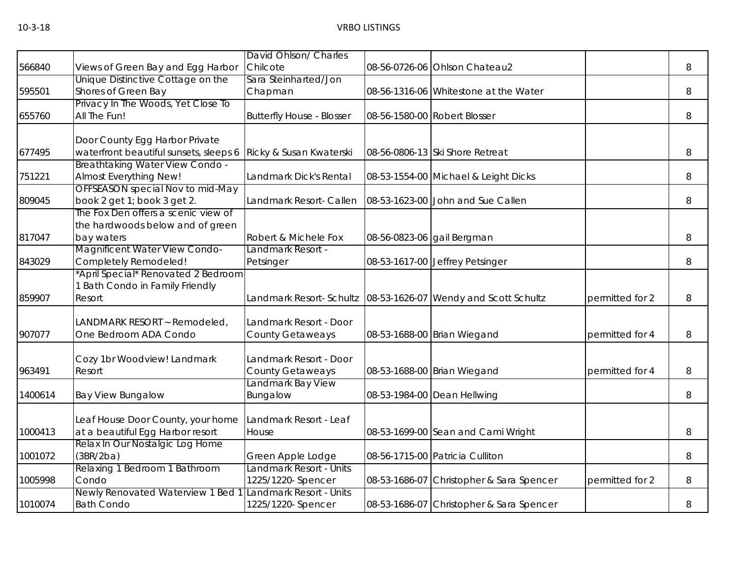| | | | | | | |
|---|---|---|---|---|---|---|
| 566840 | Views of Green Bay and Egg Harbor | David Ohlson/ Charles Chilcote | 08-56-0726-06 | Ohlson Chateau2 | | 8 |
| 595501 | Unique Distinctive Cottage on the Shores of Green Bay | Sara Steinharted/Jon Chapman | 08-56-1316-06 | Whitestone at the Water | | 8 |
| 655760 | Privacy In The Woods, Yet Close To All The Fun! | Butterfly House - Blosser | 08-56-1580-00 | Robert Blosser | | 8 |
| 677495 | Door County Egg Harbor Private waterfront beautiful sunsets, sleeps 6 | Ricky & Susan Kwaterski | 08-56-0806-13 | Ski Shore Retreat | | 8 |
| 751221 | Breathtaking Water View Condo - Almost Everything New! | Landmark Dick's Rental | 08-53-1554-00 | Michael & Leight Dicks | | 8 |
| 809045 | OFFSEASON special Nov to mid-May book 2 get 1; book 3 get 2. | Landmark Resort- Callen | 08-53-1623-00 | John and Sue Callen | | 8 |
| 817047 | The Fox Den offers a scenic view of the hardwoods below and of green bay waters | Robert & Michele Fox | 08-56-0823-06 | gail Bergman | | 8 |
| 843029 | Magnificent Water View Condo- Completely Remodeled! | Landmark Resort - Petsinger | 08-53-1617-00 | Jeffrey Petsinger | | 8 |
| 859907 | *April Special* Renovated 2 Bedroom 1 Bath Condo in Family Friendly Resort | Landmark Resort- Schultz | 08-53-1626-07 | Wendy and Scott Schultz | permitted for 2 | 8 |
| 907077 | LANDMARK RESORT ~ Remodeled, One Bedroom ADA Condo | Landmark Resort - Door County Getaweays | 08-53-1688-00 | Brian Wiegand | permitted for 4 | 8 |
| 963491 | Cozy 1br Woodview! Landmark Resort | Landmark Resort - Door County Getaweays | 08-53-1688-00 | Brian Wiegand | permitted for 4 | 8 |
| 1400614 | Bay View Bungalow | Landmark Bay View Bungalow | 08-53-1984-00 | Dean Hellwing | | 8 |
| 1000413 | Leaf House Door County, your home at a beautiful Egg Harbor resort | Landmark Resort - Leaf House | 08-53-1699-00 | Sean and Cami Wright | | 8 |
| 1001072 | Relax In Our Nostalgic Log Home (3BR/2ba) | Green Apple Lodge | 08-56-1715-00 | Patricia Culliton | | 8 |
| 1005998 | Relaxing 1 Bedroom 1 Bathroom Condo | Landmark Resort - Units 1225/1220- Spencer | 08-53-1686-07 | Christopher & Sara Spencer | permitted for 2 | 8 |
| 1010074 | Newly Renovated Waterview 1 Bed 1 Bath Condo | Landmark Resort - Units 1225/1220- Spencer | 08-53-1686-07 | Christopher & Sara Spencer | | 8 |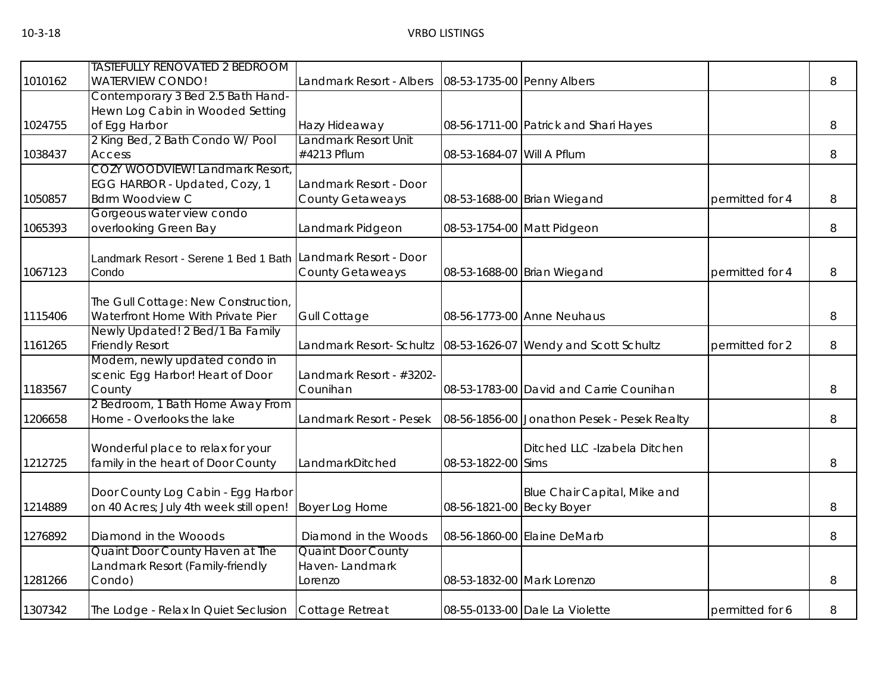| | | | | | | |
|---|---|---|---|---|---|---|
| 1010162 | TASTEFULLY RENOVATED 2 BEDROOM WATERVIEW CONDO! | Landmark Resort - Albers | 08-53-1735-00 | Penny Albers | | 8 |
| 1024755 | Contemporary 3 Bed 2.5 Bath Hand-Hewn Log Cabin in Wooded Setting of Egg Harbor | Hazy Hideaway | 08-56-1711-00 | Patrick and Shari Hayes | | 8 |
| 1038437 | 2 King Bed, 2 Bath Condo W/ Pool Access | Landmark Resort Unit #4213 Pflum | 08-53-1684-07 | Will A Pflum | | 8 |
| 1050857 | COZY WOODVIEW! Landmark Resort, EGG HARBOR - Updated, Cozy, 1 Bdrm Woodview C | Landmark Resort - Door County Getaways | 08-53-1688-00 | Brian Wiegand | permitted for 4 | 8 |
| 1065393 | Gorgeous water view condo overlooking Green Bay | Landmark Pidgeon | 08-53-1754-00 | Matt Pidgeon | | 8 |
| 1067123 | Landmark Resort - Serene 1 Bed 1 Bath Condo | Landmark Resort - Door County Getaways | 08-53-1688-00 | Brian Wiegand | permitted for 4 | 8 |
| 1115406 | The Gull Cottage: New Construction, Waterfront Home With Private Pier | Gull Cottage | 08-56-1773-00 | Anne Neuhaus | | 8 |
| 1161265 | Newly Updated! 2 Bed/1 Ba Family Friendly Resort | Landmark Resort- Schultz | 08-53-1626-07 | Wendy and Scott Schultz | permitted for 2 | 8 |
| 1183567 | Modern, newly updated condo in scenic Egg Harbor! Heart of Door County | Landmark Resort - #3202-Counihan | 08-53-1783-00 | David and Carrie Counihan | | 8 |
| 1206658 | 2 Bedroom, 1 Bath Home Away From Home - Overlooks the lake | Landmark Resort - Pesek | 08-56-1856-00 | Jonathon Pesek - Pesek Realty | | 8 |
| 1212725 | Wonderful place to relax for your family in the heart of Door County | LandmarkDitched | 08-53-1822-00 | Ditched LLC -Izabela Ditchen Sims | | 8 |
| 1214889 | Door County Log Cabin - Egg Harbor on 40 Acres; July 4th week still open! | Boyer Log Home | 08-56-1821-00 | Blue Chair Capital, Mike and Becky Boyer | | 8 |
| 1276892 | Diamond in the Wooods | Diamond in the Woods | 08-56-1860-00 | Elaine DeMarb | | 8 |
| 1281266 | Quaint Door County Haven at The Landmark Resort (Family-friendly Condo) | Quaint Door County Haven- Landmark Lorenzo | 08-53-1832-00 | Mark Lorenzo | | 8 |
| 1307342 | The Lodge - Relax In Quiet Seclusion | Cottage Retreat | 08-55-0133-00 | Dale La Violette | permitted for 6 | 8 |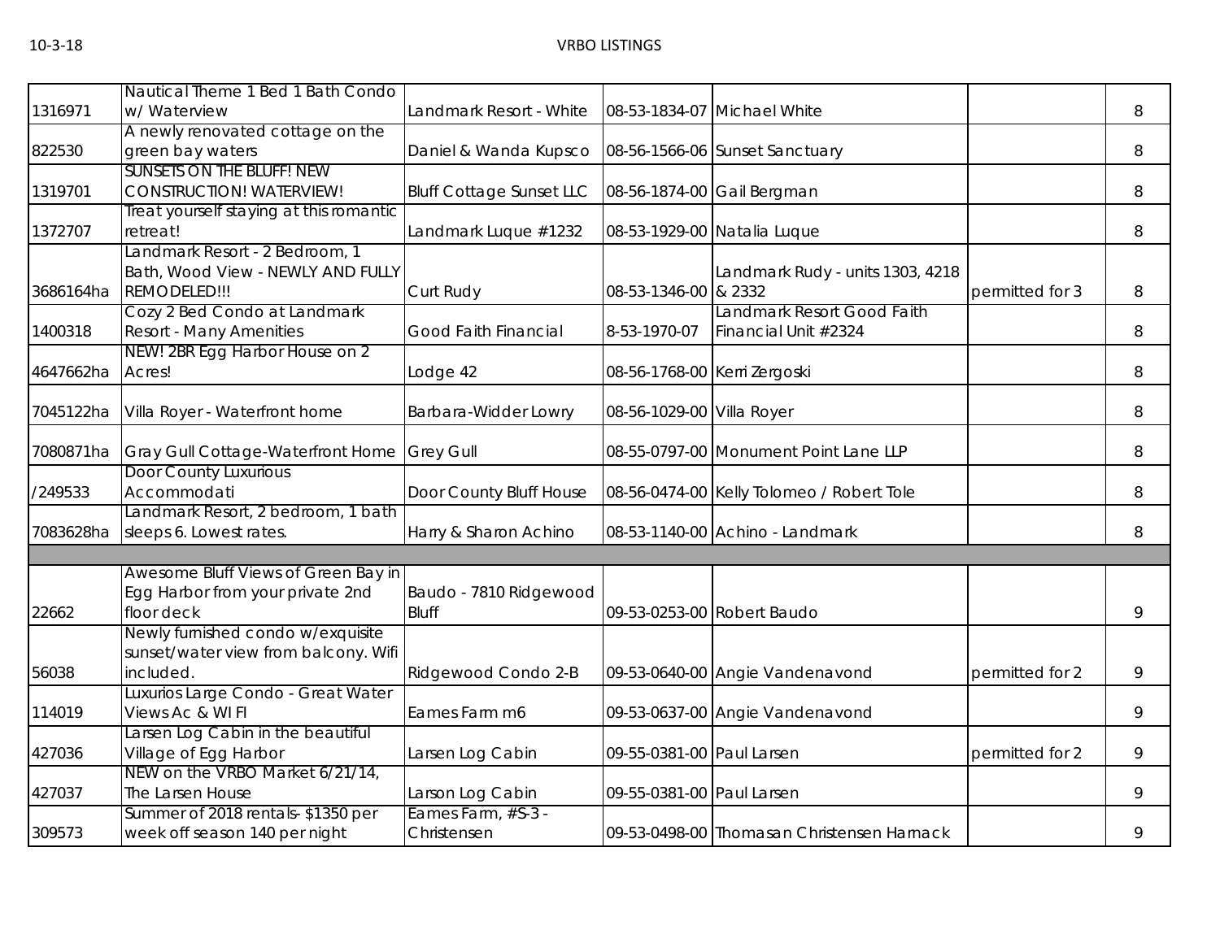| | | | | | | |
|---|---|---|---|---|---|---|
| 1316971 | Nautical Theme 1 Bed 1 Bath Condo w/ Waterview | Landmark Resort - White | 08-53-1834-07 | Michael White | | 8 |
| 822530 | A newly renovated cottage on the green bay waters | Daniel & Wanda Kupsco | 08-56-1566-06 | Sunset Sanctuary | | 8 |
| 1319701 | SUNSETS ON THE BLUFF! NEW CONSTRUCTION! WATERVIEW! | Bluff Cottage Sunset LLC | 08-56-1874-00 | Gail Bergman | | 8 |
| 1372707 | Treat yourself staying at this romantic retreat! | Landmark Luque #1232 | 08-53-1929-00 | Natalia Luque | | 8 |
| 3686164ha | Landmark Resort - 2 Bedroom, 1 Bath, Wood View - NEWLY AND FULLY REMODELED!!! | Curt Rudy | 08-53-1346-00 | Landmark Rudy - units 1303, 4218 & 2332 | permitted for 3 | 8 |
| 1400318 | Cozy 2 Bed Condo at Landmark Resort - Many Amenities | Good Faith Financial | 8-53-1970-07 | Landmark Resort Good Faith Financial Unit #2324 | | 8 |
| 4647662ha | NEW! 2BR Egg Harbor House on 2 Acres! | Lodge 42 | 08-56-1768-00 | Kerri Zergoski | | 8 |
| 7045122ha | Villa Royer - Waterfront home | Barbara-Widder Lowry | 08-56-1029-00 | Villa Royer | | 8 |
| 7080871ha | Gray Gull Cottage-Waterfront Home | Grey Gull | 08-55-0797-00 | Monument Point Lane LLP | | 8 |
| /249533 | Door County Luxurious Accommodati | Door County Bluff House | 08-56-0474-00 | Kelly Tolomeo / Robert Tole | | 8 |
| 7083628ha | Landmark Resort, 2 bedroom, 1 bath sleeps 6. Lowest rates. | Harry & Sharon Achino | 08-53-1140-00 | Achino - Landmark | | 8 |
| | | | | | | |
| 22662 | Awesome Bluff Views of Green Bay in Egg Harbor from your private 2nd floor deck | Baudo - 7810 Ridgewood Bluff | 09-53-0253-00 | Robert Baudo | | 9 |
| 56038 | Newly furnished condo w/exquisite sunset/water view from balcony. Wifi included. | Ridgewood Condo 2-B | 09-53-0640-00 | Angie Vandenavond | permitted for 2 | 9 |
| 114019 | Luxurios Large Condo - Great Water Views Ac & WI FI | Eames Farm m6 | 09-53-0637-00 | Angie Vandenavond | | 9 |
| 427036 | Larsen Log Cabin in the beautiful Village of Egg Harbor | Larsen Log Cabin | 09-55-0381-00 | Paul Larsen | permitted for 2 | 9 |
| 427037 | NEW on the VRBO Market 6/21/14, The Larsen House | Larson Log Cabin | 09-55-0381-00 | Paul Larsen | | 9 |
| 309573 | Summer of 2018 rentals- $1350 per week off season 140 per night | Eames Farm, #S-3 - Christensen | 09-53-0498-00 | Thomasan Christensen Harnack | | 9 |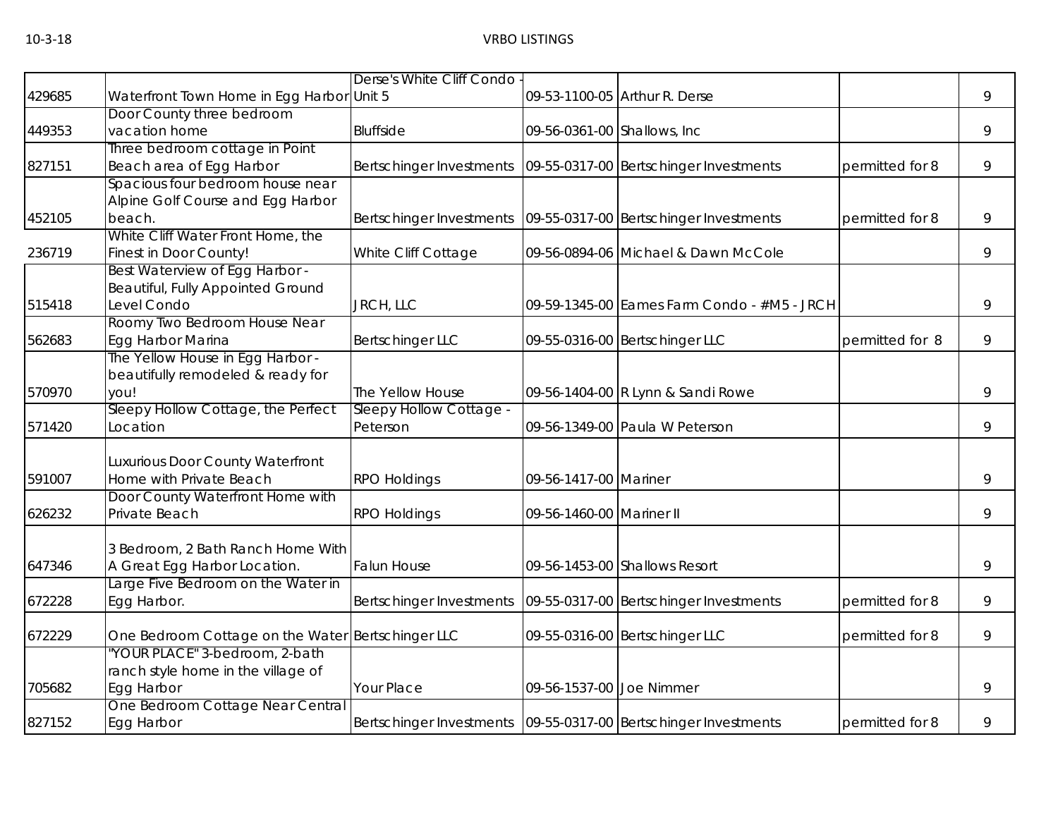| | | | | | | |
|---|---|---|---|---|---|---|
| 429685 | Waterfront Town Home in Egg Harbor | Derse's White Cliff Condo - Unit 5 | 09-53-1100-05 | Arthur R. Derse | | 9 |
| 449353 | Door County three bedroom vacation home | Bluffside | 09-56-0361-00 | Shallows, Inc | | 9 |
| 827151 | Three bedroom cottage in Point Beach area of Egg Harbor | Bertschinger Investments | 09-55-0317-00 | Bertschinger Investments | permitted for 8 | 9 |
| 452105 | Spacious four bedroom house near Alpine Golf Course and Egg Harbor beach. | Bertschinger Investments | 09-55-0317-00 | Bertschinger Investments | permitted for 8 | 9 |
| 236719 | White Cliff Water Front Home, the Finest in Door County! | White Cliff Cottage | 09-56-0894-06 | Michael & Dawn McCole | | 9 |
| 515418 | Best Waterview of Egg Harbor - Beautiful, Fully Appointed Ground Level Condo | JRCH, LLC | 09-59-1345-00 | Eames Farm Condo - #M5 - JRCH | | 9 |
| 562683 | Roomy Two Bedroom House Near Egg Harbor Marina | Bertschinger LLC | 09-55-0316-00 | Bertschinger LLC | permitted for 8 | 9 |
| 570970 | The Yellow House in Egg Harbor - beautifully remodeled & ready for you! | The Yellow House | 09-56-1404-00 | R Lynn & Sandi Rowe | | 9 |
| 571420 | Sleepy Hollow Cottage, the Perfect Location | Sleepy Hollow Cottage - Peterson | 09-56-1349-00 | Paula W Peterson | | 9 |
| 591007 | Luxurious Door County Waterfront Home with Private Beach | RPO Holdings | 09-56-1417-00 | Mariner | | 9 |
| 626232 | Door County Waterfront Home with Private Beach | RPO Holdings | 09-56-1460-00 | Mariner II | | 9 |
| 647346 | 3 Bedroom, 2 Bath Ranch Home With A Great Egg Harbor Location. | Falun House | 09-56-1453-00 | Shallows Resort | | 9 |
| 672228 | Large Five Bedroom on the Water in Egg Harbor. | Bertschinger Investments | 09-55-0317-00 | Bertschinger Investments | permitted for 8 | 9 |
| 672229 | One Bedroom Cottage on the Water | Bertschinger LLC | 09-55-0316-00 | Bertschinger LLC | permitted for 8 | 9 |
| 705682 | "YOUR PLACE" 3-bedroom, 2-bath ranch style home in the village of Egg Harbor | Your Place | 09-56-1537-00 | Joe Nimmer | | 9 |
| 827152 | One Bedroom Cottage Near Central Egg Harbor | Bertschinger Investments | 09-55-0317-00 | Bertschinger Investments | permitted for 8 | 9 |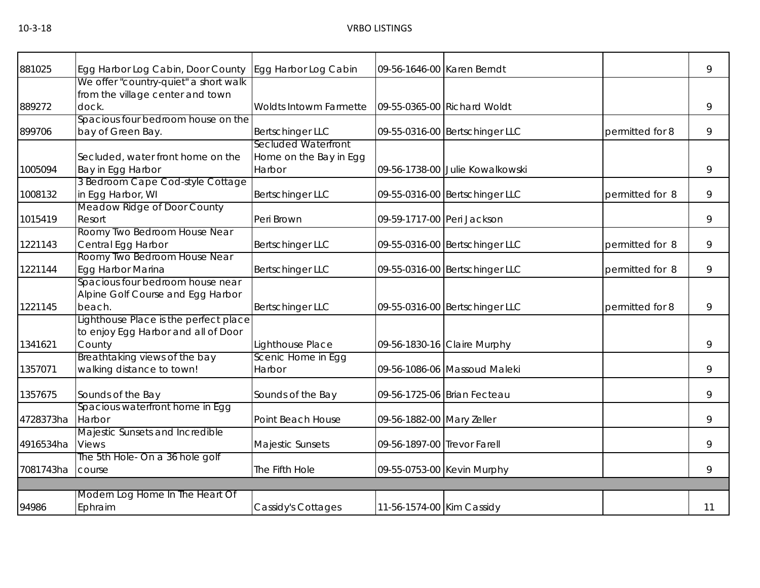| | | | | | | |
|---|---|---|---|---|---|---|
| 881025 | Egg Harbor Log Cabin, Door County | Egg Harbor Log Cabin | 09-56-1646-00 | Karen Berndt | | 9 |
| 889272 | We offer "country-quiet" a short walk from the village center and town dock. | Woldts Intowm Farmette | 09-55-0365-00 | Richard Woldt | | 9 |
| 899706 | Spacious four bedroom house on the bay of Green Bay. | Bertschinger LLC | 09-55-0316-00 | Bertschinger LLC | permitted for 8 | 9 |
| 1005094 | Secluded, water front home on the Bay in Egg Harbor | Secluded Waterfront Home on the Bay in Egg Harbor | 09-56-1738-00 | Julie Kowalkowski | | 9 |
| 1008132 | 3 Bedroom Cape Cod-style Cottage in Egg Harbor, WI | Bertschinger LLC | 09-55-0316-00 | Bertschinger LLC | permitted for 8 | 9 |
| 1015419 | Meadow Ridge of Door County Resort | Peri Brown | 09-59-1717-00 | Peri Jackson | | 9 |
| 1221143 | Roomy Two Bedroom House Near Central Egg Harbor | Bertschinger LLC | 09-55-0316-00 | Bertschinger LLC | permitted for 8 | 9 |
| 1221144 | Roomy Two Bedroom House Near Egg Harbor Marina | Bertschinger LLC | 09-55-0316-00 | Bertschinger LLC | permitted for 8 | 9 |
| 1221145 | Spacious four bedroom house near Alpine Golf Course and Egg Harbor beach. | Bertschinger LLC | 09-55-0316-00 | Bertschinger LLC | permitted for 8 | 9 |
| 1341621 | Lighthouse Place is the perfect place to enjoy Egg Harbor and all of Door County | Lighthouse Place | 09-56-1830-16 | Claire Murphy | | 9 |
| 1357071 | Breathtaking views of the bay walking distance to town! | Scenic Home in Egg Harbor | 09-56-1086-06 | Massoud Maleki | | 9 |
| 1357675 | Sounds of the Bay | Sounds of the Bay | 09-56-1725-06 | Brian Fecteau | | 9 |
| 4728373ha | Spacious waterfront home in Egg Harbor | Point Beach House | 09-56-1882-00 | Mary Zeller | | 9 |
| 4916534ha | Majestic Sunsets and Incredible Views | Majestic Sunsets | 09-56-1897-00 | Trevor Farell | | 9 |
| 7081743ha | The 5th Hole- On a 36 hole golf course | The Fifth Hole | 09-55-0753-00 | Kevin Murphy | | 9 |
| | | | | | | |
| 94986 | Modern Log Home In The Heart Of Ephraim | Cassidy's Cottages | 11-56-1574-00 | Kim Cassidy | | 11 |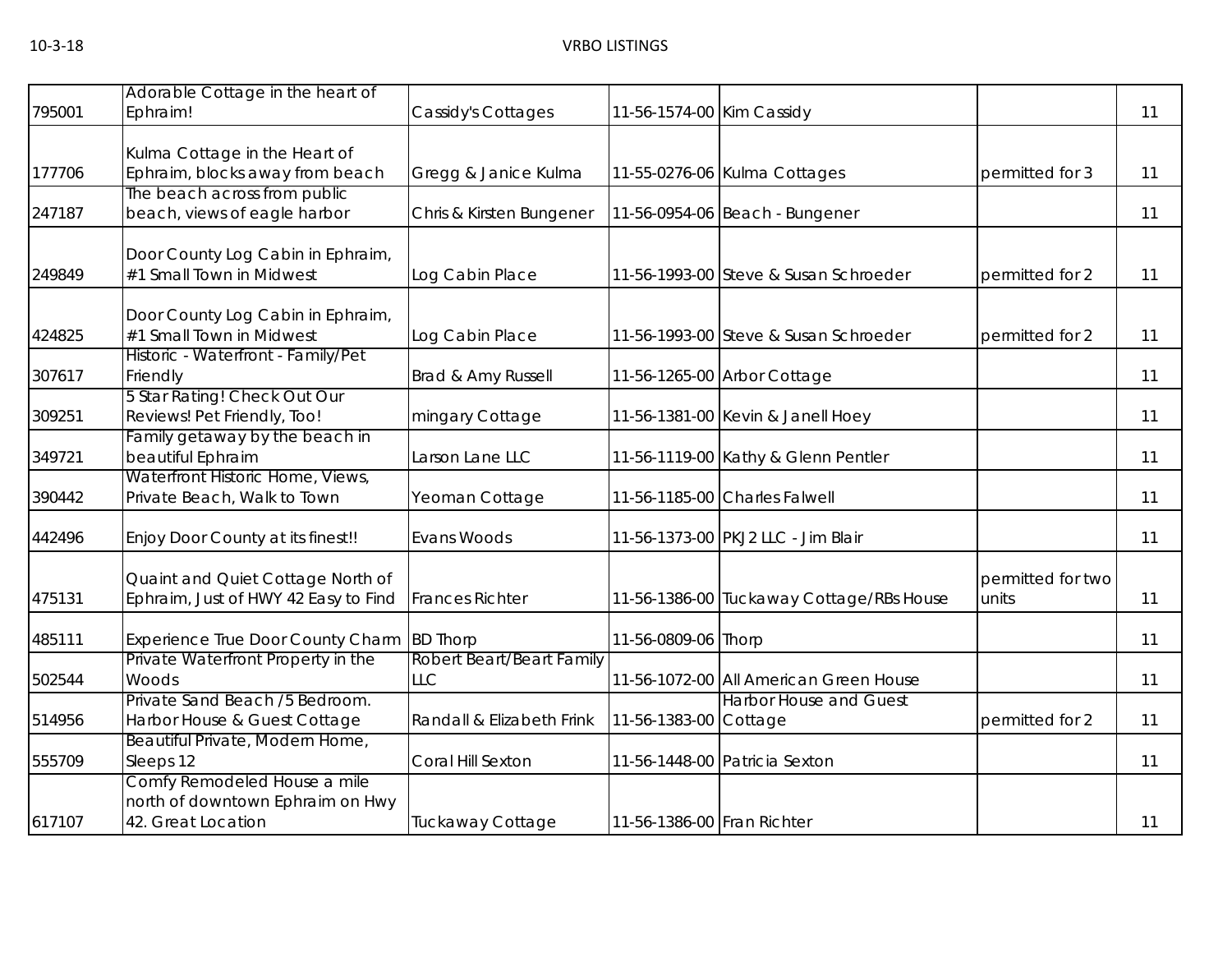| | | | | | | |
|---|---|---|---|---|---|---|
| 795001 | Adorable Cottage in the heart of Ephraim! | Cassidy's Cottages | 11-56-1574-00 | Kim Cassidy | | 11 |
| 177706 | Kulma Cottage in the Heart of Ephraim, blocks away from beach | Gregg & Janice Kulma | 11-55-0276-06 | Kulma Cottages | permitted for 3 | 11 |
| 247187 | The beach across from public beach, views of eagle harbor | Chris & Kirsten Bungener | 11-56-0954-06 | Beach - Bungener | | 11 |
| 249849 | Door County Log Cabin in Ephraim, #1 Small Town in Midwest | Log Cabin Place | 11-56-1993-00 | Steve & Susan Schroeder | permitted for 2 | 11 |
| 424825 | Door County Log Cabin in Ephraim, #1 Small Town in Midwest | Log Cabin Place | 11-56-1993-00 | Steve & Susan Schroeder | permitted for 2 | 11 |
| 307617 | Historic - Waterfront - Family/Pet Friendly | Brad & Amy Russell | 11-56-1265-00 | Arbor Cottage | | 11 |
| 309251 | 5 Star Rating! Check Out Our Reviews! Pet Friendly, Too! | mingary Cottage | 11-56-1381-00 | Kevin & Janell Hoey | | 11 |
| 349721 | Family getaway by the beach in beautiful Ephraim | Larson Lane LLC | 11-56-1119-00 | Kathy & Glenn Pentler | | 11 |
| 390442 | Waterfront Historic Home, Views, Private Beach, Walk to Town | Yeoman Cottage | 11-56-1185-00 | Charles Falwell | | 11 |
| 442496 | Enjoy Door County at its finest!! | Evans Woods | 11-56-1373-00 | PKJ2 LLC - Jim Blair | | 11 |
| 475131 | Quaint and Quiet Cottage North of Ephraim, Just of HWY 42 Easy to Find | Frances Richter | 11-56-1386-00 | Tuckaway Cottage/RBs House | permitted for two units | 11 |
| 485111 | Experience True Door County Charm | BD Thorp | 11-56-0809-06 | Thorp | | 11 |
| 502544 | Private Waterfront Property in the Woods | Robert Beart/Beart Family LLC | 11-56-1072-00 | All American Green House | | 11 |
| 514956 | Private Sand Beach /5 Bedroom. Harbor House & Guest Cottage | Randall & Elizabeth Frink | 11-56-1383-00 | Harbor House and Guest Cottage | permitted for 2 | 11 |
| 555709 | Beautiful Private, Modern Home, Sleeps 12 | Coral Hill Sexton | 11-56-1448-00 | Patricia Sexton | | 11 |
| 617107 | Comfy Remodeled House a mile north of downtown Ephraim on Hwy 42. Great Location | Tuckaway Cottage | 11-56-1386-00 | Fran Richter | | 11 |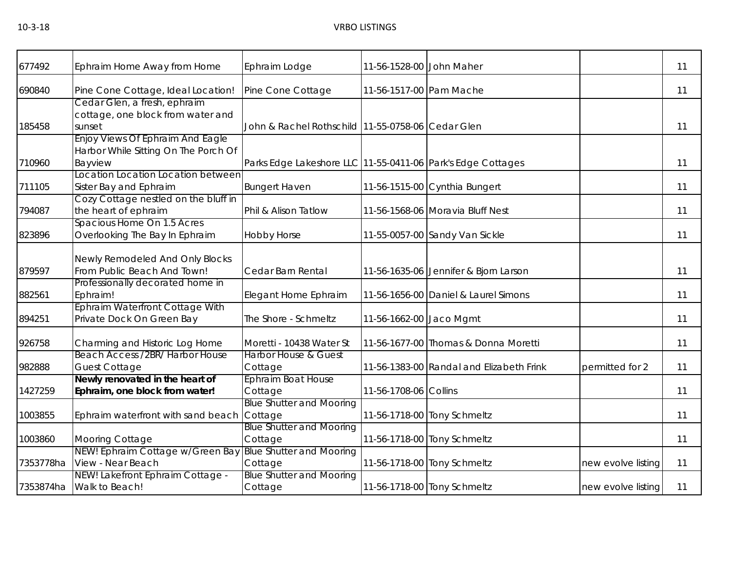| | | | | | | |
|---|---|---|---|---|---|---|
| 677492 | Ephraim Home Away from Home | Ephraim Lodge | 11-56-1528-00 | John Maher | | 11 |
| 690840 | Pine Cone Cottage, Ideal Location! | Pine Cone Cottage | 11-56-1517-00 | Pam Mache | | 11 |
| 185458 | Cedar Glen, a fresh, ephraim cottage, one block from water and sunset | John & Rachel Rothschild | 11-55-0758-06 | Cedar Glen | | 11 |
| 710960 | Enjoy Views Of Ephraim And Eagle Harbor While Sitting On The Porch Of Bayview | Parks Edge Lakeshore LLC | 11-55-0411-06 | Park's Edge Cottages | | 11 |
| 711105 | Location Location Location between Sister Bay and Ephraim | Bungert Haven | 11-56-1515-00 | Cynthia Bungert | | 11 |
| 794087 | Cozy Cottage nestled on the bluff in the heart of ephraim | Phil & Alison Tatlow | 11-56-1568-06 | Moravia Bluff Nest | | 11 |
| 823896 | Spacious Home On 1.5 Acres Overlooking The Bay In Ephraim | Hobby Horse | 11-55-0057-00 | Sandy Van Sickle | | 11 |
| 879597 | Newly Remodeled And Only Blocks From Public Beach And Town! | Cedar Barn Rental | 11-56-1635-06 | Jennifer & Bjorn Larson | | 11 |
| 882561 | Professionally decorated home in Ephraim! | Elegant Home Ephraim | 11-56-1656-00 | Daniel & Laurel Simons | | 11 |
| 894251 | Ephraim Waterfront Cottage With Private Dock On Green Bay | The Shore - Schmeltz | 11-56-1662-00 | Jaco Mgmt | | 11 |
| 926758 | Charming and Historic Log Home | Moretti - 10438 Water St | 11-56-1677-00 | Thomas & Donna Moretti | | 11 |
| 982888 | Beach Access /2BR/ Harbor House Guest Cottage | Harbor House & Guest Cottage | 11-56-1383-00 | Randal and Elizabeth Frink | permitted for 2 | 11 |
| 1427259 | **Newly renovated in the heart of Ephraim, one block from water!** | Ephraim Boat House Cottage | 11-56-1708-06 | Collins | | 11 |
| 1003855 | Ephraim waterfront with sand beach | Blue Shutter and Mooring Cottage | 11-56-1718-00 | Tony Schmeltz | | 11 |
| 1003860 | Mooring Cottage | Blue Shutter and Mooring Cottage | 11-56-1718-00 | Tony Schmeltz | | 11 |
| 7353778ha | NEW! Ephraim Cottage w/Green Bay View - Near Beach | Blue Shutter and Mooring Cottage | 11-56-1718-00 | Tony Schmeltz | new evolve listing | 11 |
| 7353874ha | NEW! Lakefront Ephraim Cottage - Walk to Beach! | Blue Shutter and Mooring Cottage | 11-56-1718-00 | Tony Schmeltz | new evolve listing | 11 |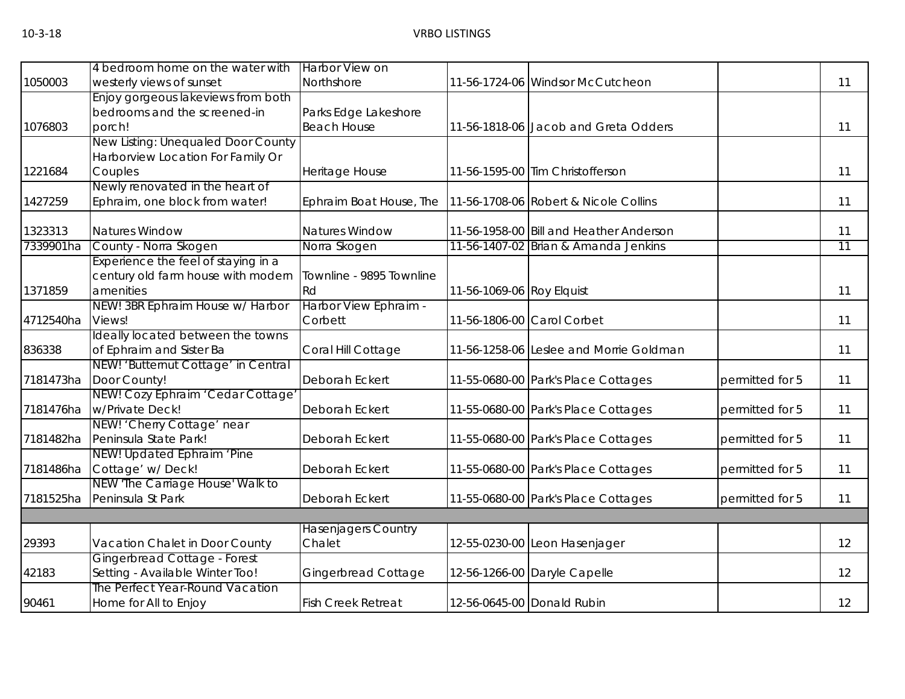10-3-18 VRBO LISTINGS

| | | | | | | |
|---|---|---|---|---|---|---|
| 1050003 | 4 bedroom home on the water with westerly views of sunset | Harbor View on Northshore | 11-56-1724-06 | Windsor McCutcheon | | 11 |
| 1076803 | Enjoy gorgeous lakeviews from both bedrooms and the screened-in porch! | Parks Edge Lakeshore Beach House | 11-56-1818-06 | Jacob and Greta Odders | | 11 |
| 1221684 | New Listing: Unequaled Door County Harborview Location For Family Or Couples | Heritage House | 11-56-1595-00 | Tim Christofferson | | 11 |
| 1427259 | Newly renovated in the heart of Ephraim, one block from water! | Ephraim Boat House, The | 11-56-1708-06 | Robert & Nicole Collins | | 11 |
| 1323313 | Natures Window | Natures Window | 11-56-1958-00 | Bill and Heather Anderson | | 11 |
| 7339901ha | County - Norra Skogen | Norra Skogen | 11-56-1407-02 | Brian & Amanda Jenkins | | 11 |
| 1371859 | Experience the feel of staying in a century old farm house with modern amenities | Townline - 9895 Townline Rd | 11-56-1069-06 | Roy Elquist | | 11 |
| 4712540ha | NEW! 3BR Ephraim House w/ Harbor Views! | Harbor View Ephraim - Corbett | 11-56-1806-00 | Carol Corbet | | 11 |
| 836338 | Ideally located between the towns of Ephraim and Sister Ba | Coral Hill Cottage | 11-56-1258-06 | Leslee and Morrie Goldman | | 11 |
| 7181473ha | NEW! 'Butternut Cottage' in Central Door County! | Deborah Eckert | 11-55-0680-00 | Park's Place Cottages | permitted for 5 | 11 |
| 7181476ha | NEW! Cozy Ephraim 'Cedar Cottage' w/Private Deck! | Deborah Eckert | 11-55-0680-00 | Park's Place Cottages | permitted for 5 | 11 |
| 7181482ha | NEW! 'Cherry Cottage' near Peninsula State Park! | Deborah Eckert | 11-55-0680-00 | Park's Place Cottages | permitted for 5 | 11 |
| 7181486ha | NEW! Updated Ephraim 'Pine Cottage' w/ Deck! | Deborah Eckert | 11-55-0680-00 | Park's Place Cottages | permitted for 5 | 11 |
| 7181525ha | NEW 'The Carriage House' Walk to Peninsula St Park | Deborah Eckert | 11-55-0680-00 | Park's Place Cottages | permitted for 5 | 11 |
| | | | | | | |
| 29393 | Vacation Chalet in Door County | Hasenjagers Country Chalet | 12-55-0230-00 | Leon Hasenjager | | 12 |
| 42183 | Gingerbread Cottage - Forest Setting - Available Winter Too! | Gingerbread Cottage | 12-56-1266-00 | Daryle Capelle | | 12 |
| 90461 | The Perfect Year-Round Vacation Home for All to Enjoy | Fish Creek Retreat | 12-56-0645-00 | Donald Rubin | | 12 |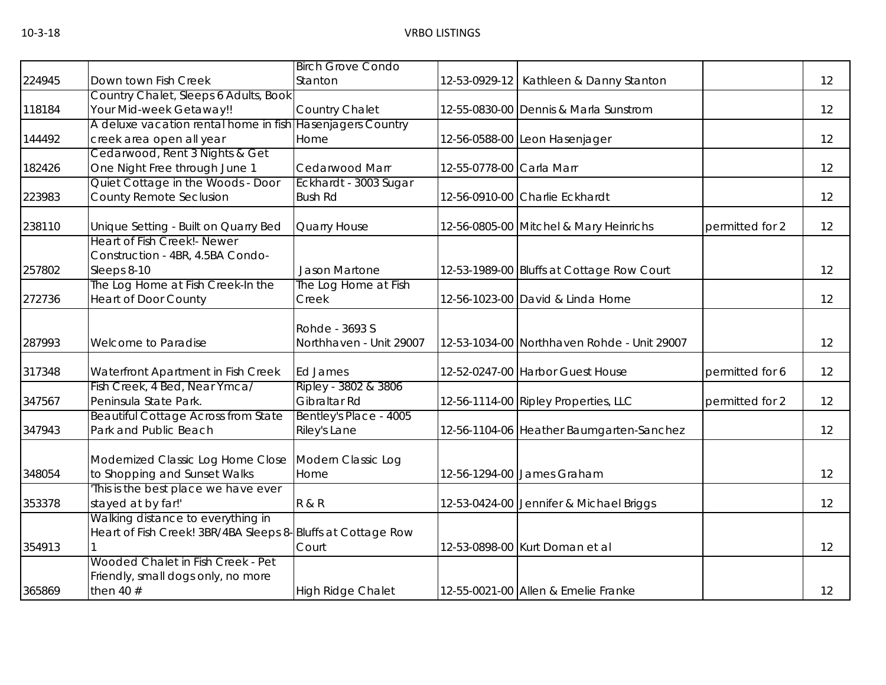| | | | | | | |
|---|---|---|---|---|---|---|
| 224945 | Down town Fish Creek | Birch Grove Condo Stanton | 12-53-0929-12 | Kathleen & Danny Stanton | | 12 |
| 118184 | Country Chalet, Sleeps 6 Adults, Book Your Mid-week Getaway!! | Country Chalet | 12-55-0830-00 | Dennis & Marla Sunstrom | | 12 |
| 144492 | A deluxe vacation rental home in fish creek area open all year | Hasenjagers Country Home | 12-56-0588-00 | Leon Hasenjager | | 12 |
| 182426 | Cedarwood, Rent 3 Nights & Get One Night Free through June 1 | Cedarwood Marr | 12-55-0778-00 | Carla Marr | | 12 |
| 223983 | Quiet Cottage in the Woods - Door County Remote Seclusion | Eckhardt - 3003 Sugar Bush Rd | 12-56-0910-00 | Charlie Eckhardt | | 12 |
| 238110 | Unique Setting - Built on Quarry Bed | Quarry House | 12-56-0805-00 | Mitchel & Mary Heinrichs | permitted for 2 | 12 |
| 257802 | Heart of Fish Creek!- Newer Construction - 4BR, 4.5BA Condo-Sleeps 8-10 | Jason Martone | 12-53-1989-00 | Bluffs at Cottage Row Court | | 12 |
| 272736 | The Log Home at Fish Creek-In the Heart of Door County | The Log Home at Fish Creek | 12-56-1023-00 | David & Linda Horne | | 12 |
| 287993 | Welcome to Paradise | Rohde - 3693 S Northhaven - Unit 29007 | 12-53-1034-00 | Northhaven Rohde - Unit 29007 | | 12 |
| 317348 | Waterfront Apartment in Fish Creek | Ed James | 12-52-0247-00 | Harbor Guest House | permitted for 6 | 12 |
| 347567 | Fish Creek, 4 Bed, Near Ymca/ Peninsula State Park. | Ripley - 3802 & 3806 Gibraltar Rd | 12-56-1114-00 | Ripley Properties, LLC | permitted for 2 | 12 |
| 347943 | Beautiful Cottage Across from State Park and Public Beach | Bentley's Place - 4005 Riley's Lane | 12-56-1104-06 | Heather Baumgarten-Sanchez | | 12 |
| 348054 | Modernized Classic Log Home Close to Shopping and Sunset Walks | Modern Classic Log Home | 12-56-1294-00 | James Graham | | 12 |
| 353378 | 'This is the best place we have ever stayed at by far!' | R & R | 12-53-0424-00 | Jennifer & Michael Briggs | | 12 |
| 354913 | Walking distance to everything in Heart of Fish Creek! 3BR/4BA Sleeps 8-1 | Bluffs at Cottage Row Court | 12-53-0898-00 | Kurt Doman et al | | 12 |
| 365869 | Wooded Chalet in Fish Creek - Pet Friendly, small dogs only, no more then 40 # | High Ridge Chalet | 12-55-0021-00 | Allen & Emelie Franke | | 12 |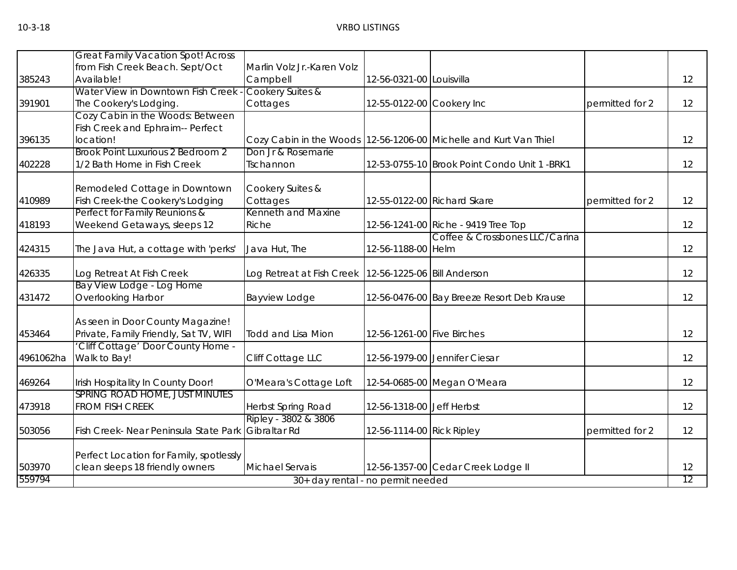| | | | | | | |
|---|---|---|---|---|---|---|
| 385243 | Great Family Vacation Spot! Across from Fish Creek Beach. Sept/Oct Available! | Marlin Volz Jr.-Karen Volz Campbell | 12-56-0321-00 | Louisvilla | | 12 |
| 391901 | Water View in Downtown Fish Creek - The Cookery's Lodging. | Cookery Suites & Cottages | 12-55-0122-00 | Cookery Inc | permitted for 2 | 12 |
| 396135 | Cozy Cabin in the Woods: Between Fish Creek and Ephraim-- Perfect location! | Cozy Cabin in the Woods | 12-56-1206-00 | Michelle and Kurt Van Thiel | | 12 |
| 402228 | Brook Point Luxurious 2 Bedroom 2 1/2 Bath Home in Fish Creek | Don Jr & Rosemarie Tschannon | 12-53-0755-10 | Brook Point Condo Unit 1 -BRK1 | | 12 |
| 410989 | Remodeled Cottage in Downtown Fish Creek-the Cookery's Lodging | Cookery Suites & Cottages | 12-55-0122-00 | Richard Skare | permitted for 2 | 12 |
| 418193 | Perfect for Family Reunions & Weekend Getaways, sleeps 12 | Kenneth and Maxine Riche | 12-56-1241-00 | Riche - 9419 Tree Top | | 12 |
| 424315 | The Java Hut, a cottage with 'perks' | Java Hut, The | 12-56-1188-00 | Coffee & Crossbones LLC/Carina Helm | | 12 |
| 426335 | Log Retreat At Fish Creek | Log Retreat at Fish Creek | 12-56-1225-06 | Bill Anderson | | 12 |
| 431472 | Bay View Lodge - Log Home Overlooking Harbor | Bayview Lodge | 12-56-0476-00 | Bay Breeze Resort Deb Krause | | 12 |
| 453464 | As seen in Door County Magazine! Private, Family Friendly, Sat TV, WIFI | Todd and Lisa Mion | 12-56-1261-00 | Five Birches | | 12 |
| 4961062ha | 'Cliff Cottage' Door County Home - Walk to Bay! | Cliff Cottage LLC | 12-56-1979-00 | Jennifer Ciesar | | 12 |
| 469264 | Irish Hospitality In County Door! | O'Meara's Cottage Loft | 12-54-0685-00 | Megan O'Meara | | 12 |
| 473918 | SPRING ROAD HOME, JUST MINUTES FROM FISH CREEK | Herbst Spring Road | 12-56-1318-00 | Jeff Herbst | | 12 |
| 503056 | Fish Creek- Near Peninsula State Park | Ripley - 3802 & 3806 Gibraltar Rd | 12-56-1114-00 | Rick Ripley | permitted for 2 | 12 |
| 503970 | Perfect Location for Family, spotlessly clean sleeps 18 friendly owners | Michael Servais | 12-56-1357-00 | Cedar Creek Lodge II | | 12 |
| 559794 | 30+ day rental - no permit needed | | | | | 12 |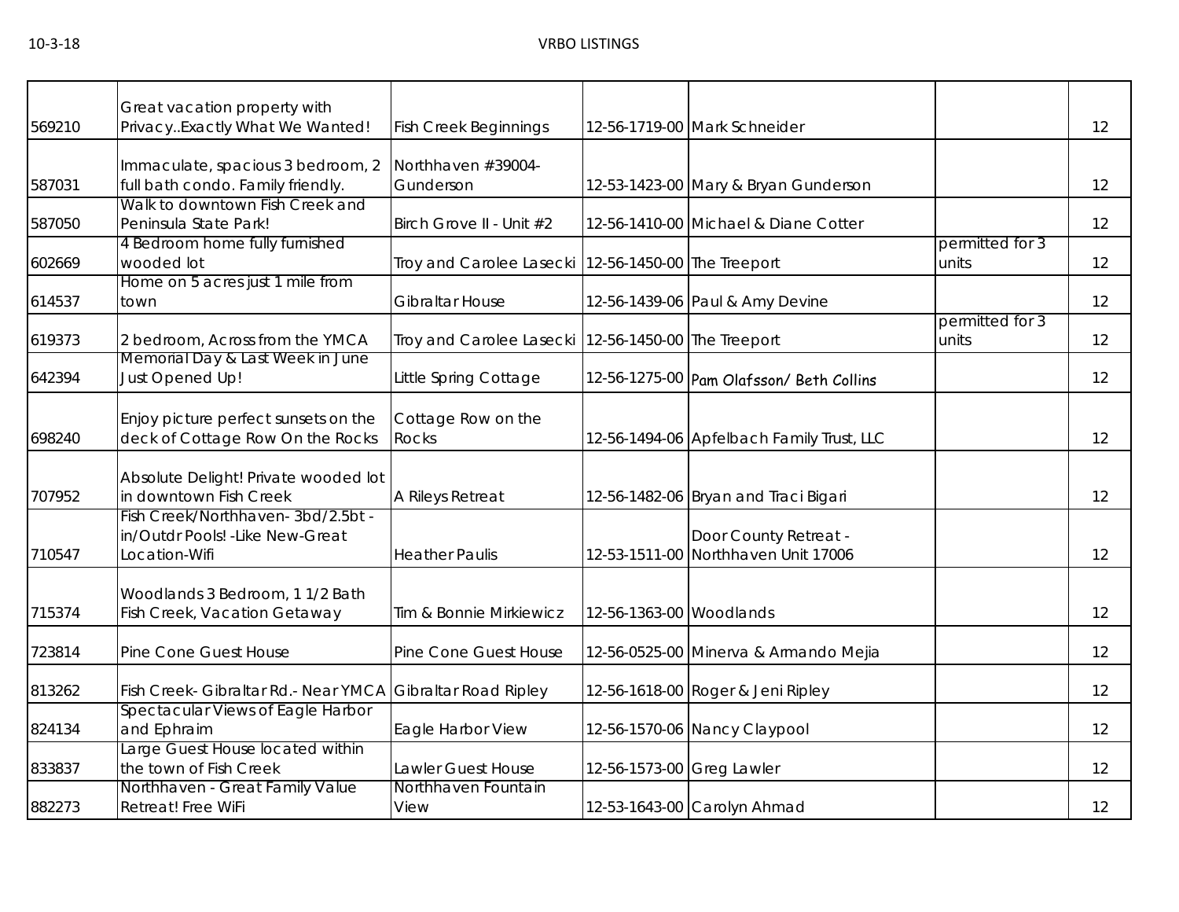| | | | | | | |
|---|---|---|---|---|---|---|
| 569210 | Great vacation property with Privacy..Exactly What We Wanted! | Fish Creek Beginnings | 12-56-1719-00 | Mark Schneider | | 12 |
| 587031 | Immaculate, spacious 3 bedroom, 2 full bath condo. Family friendly. | Northhaven #39004-Gunderson | 12-53-1423-00 | Mary & Bryan Gunderson | | 12 |
| 587050 | Walk to downtown Fish Creek and Peninsula State Park! | Birch Grove II - Unit #2 | 12-56-1410-00 | Michael & Diane Cotter | | 12 |
| 602669 | 4 Bedroom home fully furnished wooded lot | Troy and Carolee Lasecki | 12-56-1450-00 | The Treeport | permitted for 3 units | 12 |
| 614537 | Home on 5 acres just 1 mile from town | Gibraltar House | 12-56-1439-06 | Paul & Amy Devine | | 12 |
| 619373 | 2 bedroom, Across from the YMCA | Troy and Carolee Lasecki | 12-56-1450-00 | The Treeport | permitted for 3 units | 12 |
| 642394 | Memorial Day & Last Week in June Just Opened Up! | Little Spring Cottage | 12-56-1275-00 | Pam Olafsson/ Beth Collins | | 12 |
| 698240 | Enjoy picture perfect sunsets on the deck of Cottage Row On the Rocks | Cottage Row on the Rocks | 12-56-1494-06 | Apfelbach Family Trust, LLC | | 12 |
| 707952 | Absolute Delight! Private wooded lot in downtown Fish Creek | A Rileys Retreat | 12-56-1482-06 | Bryan and Traci Bigari | | 12 |
| 710547 | Fish Creek/Northhaven- 3bd/2.5bt - in/Outdr Pools! -Like New-Great Location-Wifi | Heather Paulis | 12-53-1511-00 | Door County Retreat - Northhaven Unit 17006 | | 12 |
| 715374 | Woodlands 3 Bedroom, 1 1/2 Bath Fish Creek, Vacation Getaway | Tim & Bonnie Mirkiewicz | 12-56-1363-00 | Woodlands | | 12 |
| 723814 | Pine Cone Guest House | Pine Cone Guest House | 12-56-0525-00 | Minerva & Armando Mejia | | 12 |
| 813262 | Fish Creek- Gibraltar Rd.- Near YMCA | Gibraltar Road Ripley | 12-56-1618-00 | Roger & Jeni Ripley | | 12 |
| 824134 | Spectacular Views of Eagle Harbor and Ephraim | Eagle Harbor View | 12-56-1570-06 | Nancy Claypool | | 12 |
| 833837 | Large Guest House located within the town of Fish Creek | Lawler Guest House | 12-56-1573-00 | Greg Lawler | | 12 |
| 882273 | Northhaven - Great Family Value Retreat! Free WiFi | Northhaven Fountain View | 12-53-1643-00 | Carolyn Ahmad | | 12 |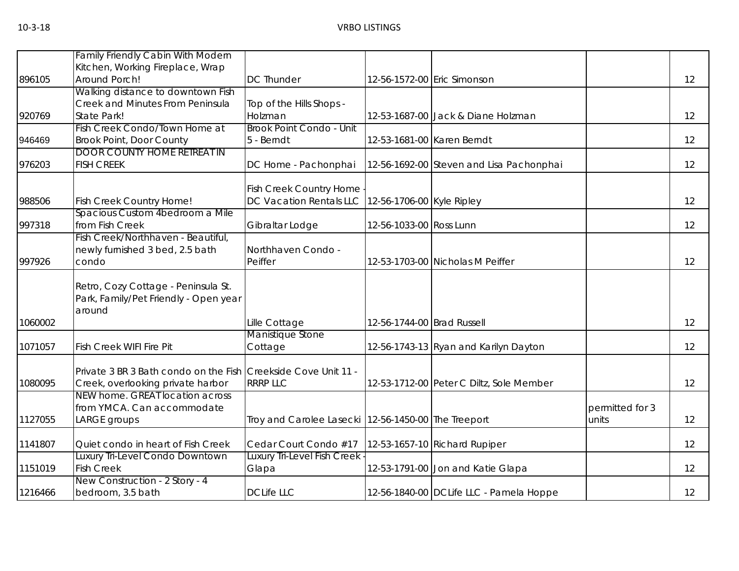| | | | | | | |
|---|---|---|---|---|---|---|
| 896105 | Family Friendly Cabin With Modern Kitchen, Working Fireplace, Wrap Around Porch! | DC Thunder | 12-56-1572-00 | Eric Simonson | | 12 |
| 920769 | Walking distance to downtown Fish Creek and Minutes From Peninsula State Park! | Top of the Hills Shops - Holzman | 12-53-1687-00 | Jack & Diane Holzman | | 12 |
| 946469 | Fish Creek Condo/Town Home at Brook Point, Door County | Brook Point Condo - Unit 5 - Berndt | 12-53-1681-00 | Karen Berndt | | 12 |
| 976203 | DOOR COUNTY HOME RETREAT IN FISH CREEK | DC Home - Pachonphai | 12-56-1692-00 | Steven and Lisa Pachonphai | | 12 |
| 988506 | Fish Creek Country Home! | Fish Creek Country Home - DC Vacation Rentals LLC | 12-56-1706-00 | Kyle Ripley | | 12 |
| 997318 | Spacious Custom 4bedroom a Mile from Fish Creek | Gibraltar Lodge | 12-56-1033-00 | Ross Lunn | | 12 |
| 997926 | Fish Creek/Northhaven - Beautiful, newly furnished 3 bed, 2.5 bath condo | Northhaven Condo - Peiffer | 12-53-1703-00 | Nicholas M Peiffer | | 12 |
| 1060002 | Retro, Cozy Cottage - Peninsula St. Park, Family/Pet Friendly - Open year around | Lille Cottage | 12-56-1744-00 | Brad Russell | | 12 |
| 1071057 | Fish Creek WIFI Fire Pit | Manistique Stone Cottage | 12-56-1743-13 | Ryan and Karilyn Dayton | | 12 |
| 1080095 | Private 3 BR 3 Bath condo on the Fish Creek, overlooking private harbor | Creekside Cove Unit 11 - RRRP LLC | 12-53-1712-00 | Peter C Diltz, Sole Member | | 12 |
| 1127055 | NEW home. GREAT location across from YMCA. Can accommodate LARGE groups | Troy and Carolee Lasecki | 12-56-1450-00 | The Treeport | permitted for 3 units | 12 |
| 1141807 | Quiet condo in heart of Fish Creek | Cedar Court Condo #17 | 12-53-1657-10 | Richard Rupiper | | 12 |
| 1151019 | Luxury Tri-Level Condo Downtown Fish Creek | Luxury Tri-Level Fish Creek - Glapa | 12-53-1791-00 | Jon and Katie Glapa | | 12 |
| 1216466 | New Construction - 2 Story - 4 bedroom, 3.5 bath | DC Life LLC | 12-56-1840-00 | DC Life LLC - Pamela Hoppe | | 12 |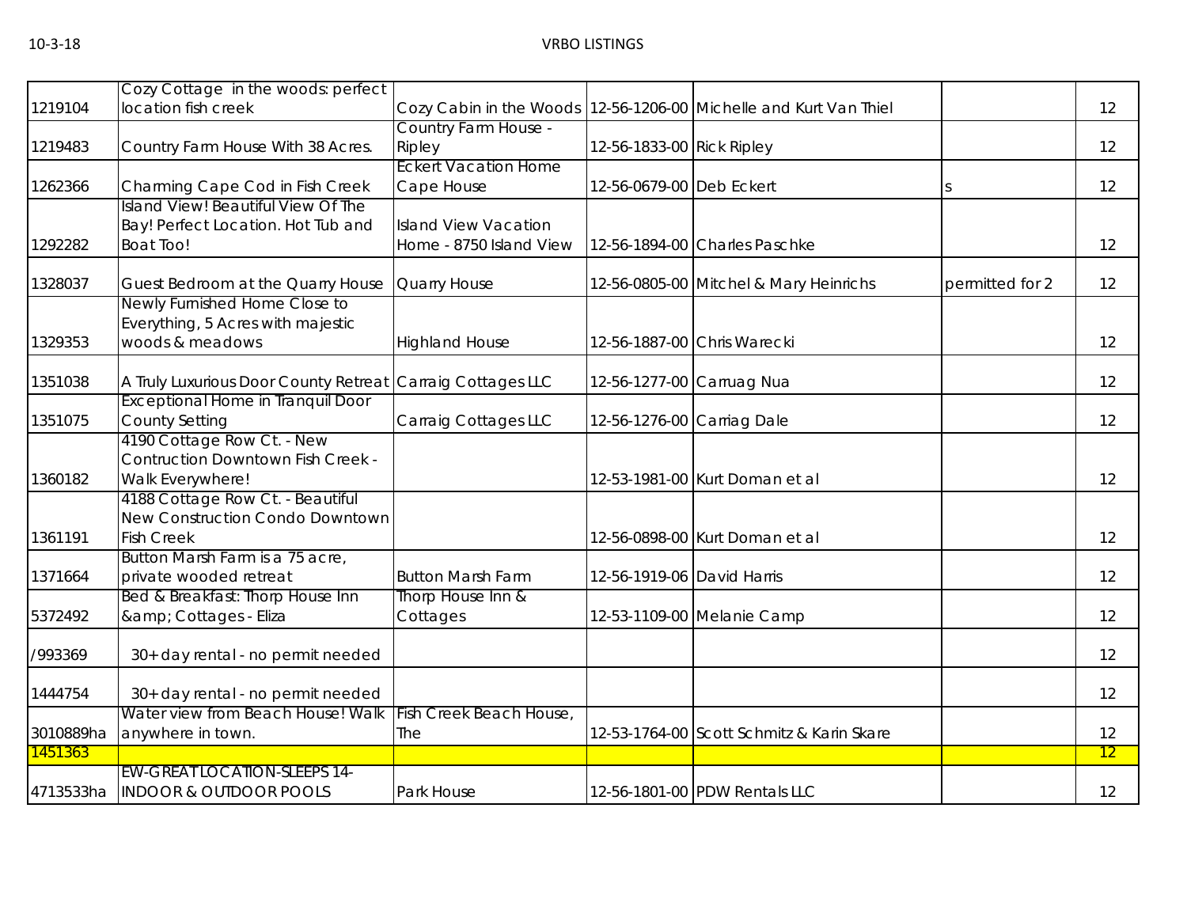10-3-18 VRBO LISTINGS

| | | | | | | |
|---|---|---|---|---|---|---|
| 1219104 | Cozy Cottage in the woods: perfect location fish creek | Cozy Cabin in the Woods | 12-56-1206-00 | Michelle and Kurt Van Thiel | | 12 |
| 1219483 | Country Farm House With 38 Acres. | Country Farm House - Ripley | 12-56-1833-00 | Rick Ripley | | 12 |
| 1262366 | Charming Cape Cod in Fish Creek | Eckert Vacation Home Cape House | 12-56-0679-00 | Deb Eckert | s | 12 |
| 1292282 | Island View! Beautiful View Of The Bay! Perfect Location. Hot Tub and Boat Too! | Island View Vacation Home - 8750 Island View | 12-56-1894-00 | Charles Paschke | | 12 |
| 1328037 | Guest Bedroom at the Quarry House | Quarry House | 12-56-0805-00 | Mitchel & Mary Heinrichs | permitted for 2 | 12 |
| 1329353 | Newly Furnished Home Close to Everything, 5 Acres with majestic woods & meadows | Highland House | 12-56-1887-00 | Chris Warecki | | 12 |
| 1351038 | A Truly Luxurious Door County Retreat | Carraig Cottages LLC | 12-56-1277-00 | Carruag Nua | | 12 |
| 1351075 | Exceptional Home in Tranquil Door County Setting | Carraig Cottages LLC | 12-56-1276-00 | Carriag Dale | | 12 |
| 1360182 | 4190 Cottage Row Ct. - New Contruction Downtown Fish Creek - Walk Everywhere! | | 12-53-1981-00 | Kurt Doman et al | | 12 |
| 1361191 | 4188 Cottage Row Ct. - Beautiful New Construction Condo Downtown Fish Creek | | 12-56-0898-00 | Kurt Doman et al | | 12 |
| 1371664 | Button Marsh Farm is a 75 acre, private wooded retreat | Button Marsh Farm | 12-56-1919-06 | David Harris | | 12 |
| 5372492 | Bed & Breakfast: Thorp House Inn &amp; Cottages - Eliza | Thorp House Inn & Cottages | 12-53-1109-00 | Melanie Camp | | 12 |
| /993369 | 30+ day rental - no permit needed | | | | | 12 |
| 1444754 | 30+ day rental - no permit needed | | | | | 12 |
| 3010889ha | Water view from Beach House! Walk anywhere in town. | Fish Creek Beach House, The | 12-53-1764-00 | Scott Schmitz & Karin Skare | | 12 |
| 1451363 | | | | | | 12 |
| 4713533ha | EW-GREAT LOCATION-SLEEPS 14-INDOOR & OUTDOOR POOLS | Park House | 12-56-1801-00 | PDW Rentals LLC | | 12 |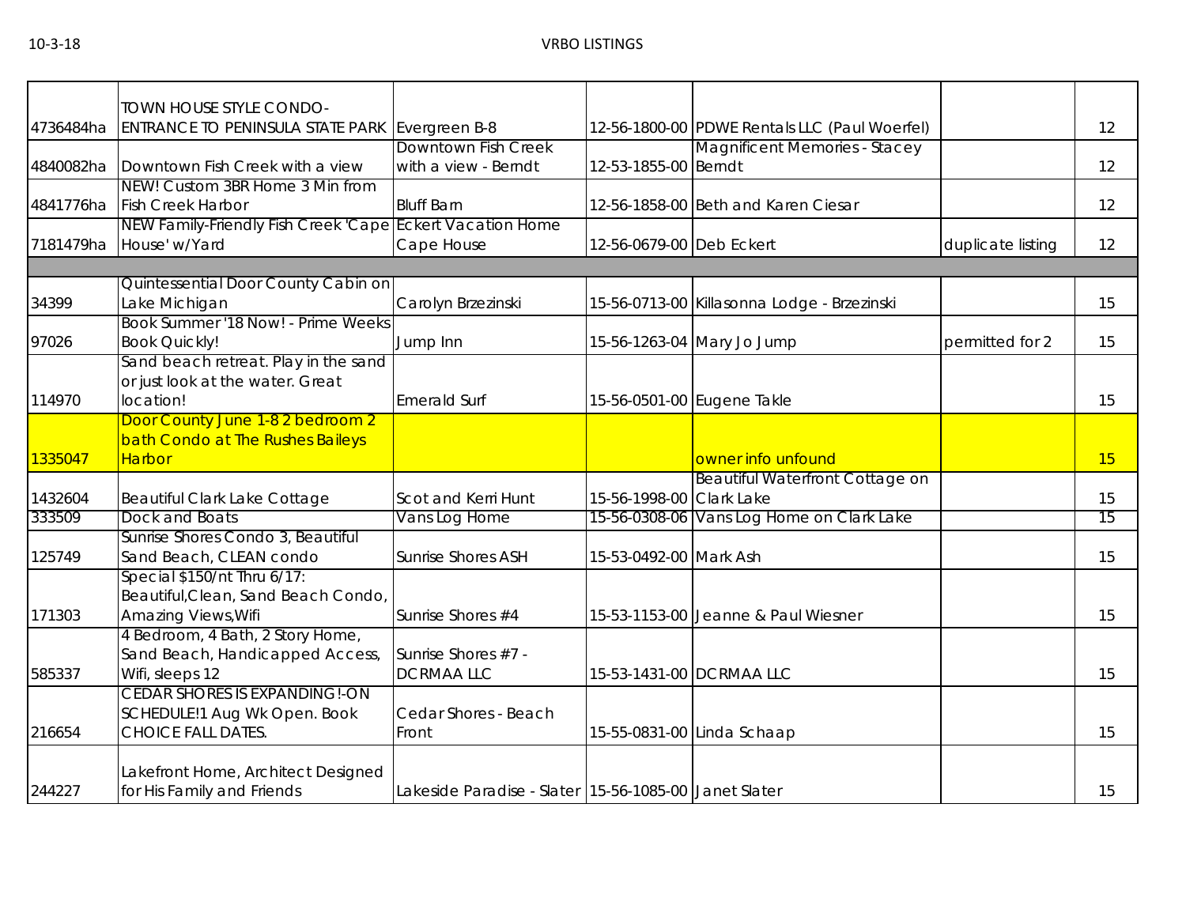| | | | | | | |
|---|---|---|---|---|---|---|
| 4736484ha | TOWN HOUSE STYLE CONDO-ENTRANCE TO PENINSULA STATE PARK | Evergreen B-8 | 12-56-1800-00 | PDWE Rentals LLC (Paul Woerfel) | | 12 |
| 4840082ha | Downtown Fish Creek with a view | Downtown Fish Creek with a view - Berndt | 12-53-1855-00 | Magnificent Memories - Stacey Berndt | | 12 |
| 4841776ha | NEW! Custom 3BR Home 3 Min from Fish Creek Harbor | Bluff Barn | 12-56-1858-00 | Beth and Karen Ciesar | | 12 |
| 7181479ha | NEW Family-Friendly Fish Creek 'Cape House' w/Yard | Eckert Vacation Home Cape House | 12-56-0679-00 | Deb Eckert | duplicate listing | 12 |
| | | | | | | |
| 34399 | Quintessential Door County Cabin on Lake Michigan | Carolyn Brzezinski | 15-56-0713-00 | Killasonna Lodge - Brzezinski | | 15 |
| 97026 | Book Summer '18 Now! - Prime Weeks Book Quickly! | Jump Inn | 15-56-1263-04 | Mary Jo Jump | permitted for 2 | 15 |
| 114970 | Sand beach retreat. Play in the sand or just look at the water. Great location! | Emerald Surf | 15-56-0501-00 | Eugene Takle | | 15 |
| 1335047 | Door County June 1-8 2 bedroom 2 bath Condo at The Rushes Baileys Harbor | | | owner info unfound | | 15 |
| 1432604 | Beautiful Clark Lake Cottage | Scot and Kerri Hunt | 15-56-1998-00 | Beautiful Waterfront Cottage on Clark Lake | | 15 |
| 333509 | Dock and Boats | Vans Log Home | 15-56-0308-06 | Vans Log Home on Clark Lake | | 15 |
| 125749 | Sunrise Shores Condo 3, Beautiful Sand Beach, CLEAN condo | Sunrise Shores ASH | 15-53-0492-00 | Mark Ash | | 15 |
| 171303 | Special $150/nt Thru 6/17: Beautiful,Clean, Sand Beach Condo, Amazing Views,Wifi | Sunrise Shores #4 | 15-53-1153-00 | Jeanne & Paul Wiesner | | 15 |
| 585337 | 4 Bedroom, 4 Bath, 2 Story Home, Sand Beach, Handicapped Access, Wifi, sleeps 12 | Sunrise Shores #7 - DCRMAA LLC | 15-53-1431-00 | DCRMAA LLC | | 15 |
| 216654 | CEDAR SHORES IS EXPANDING!-ON SCHEDULE!1 Aug Wk Open. Book CHOICE FALL DATES. | Cedar Shores - Beach Front | 15-55-0831-00 | Linda Schaap | | 15 |
| 244227 | Lakefront Home, Architect Designed for His Family and Friends | Lakeside Paradise - Slater | 15-56-1085-00 | Janet Slater | | 15 |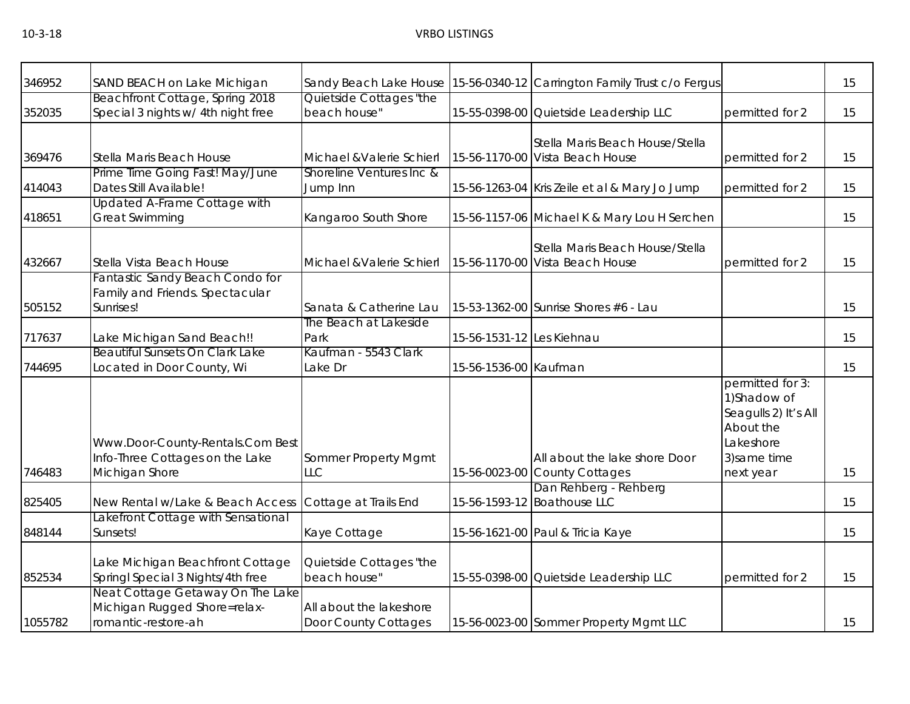| | | | | | | |
|---|---|---|---|---|---|---|
| 346952 | SAND BEACH on Lake Michigan | Sandy Beach Lake House | 15-56-0340-12 | Carrington Family Trust c/o Fergus | | 15 |
| 352035 | Beachfront Cottage, Spring 2018 Special 3 nights w/ 4th night free | Quietside Cottages "the beach house" | 15-55-0398-00 | Quietside Leadership LLC | permitted for 2 | 15 |
| 369476 | Stella Maris Beach House | Michael &Valerie Schierl | 15-56-1170-00 | Stella Maris Beach House/Stella Vista Beach House | permitted for 2 | 15 |
| 414043 | Prime Time Going Fast! May/June Dates Still Available! | Shoreline Ventures Inc & Jump Inn | 15-56-1263-04 | Kris Zeile et al & Mary Jo Jump | permitted for 2 | 15 |
| 418651 | Updated A-Frame Cottage with Great Swimming | Kangaroo South Shore | 15-56-1157-06 | Michael K & Mary Lou H Serchen | | 15 |
| 432667 | Stella Vista Beach House | Michael &Valerie Schierl | 15-56-1170-00 | Stella Maris Beach House/Stella Vista Beach House | permitted for 2 | 15 |
| 505152 | Fantastic Sandy Beach Condo for Family and Friends. Spectacular Sunrises! | Sanata & Catherine Lau | 15-53-1362-00 | Sunrise Shores #6 - Lau | | 15 |
| 717637 | Lake Michigan Sand Beach!! | The Beach at Lakeside Park | 15-56-1531-12 | Les Kiehnau | | 15 |
| 744695 | Beautiful Sunsets On Clark Lake Located in Door County, Wi | Kaufman - 5543 Clark Lake Dr | 15-56-1536-00 | Kaufman | | 15 |
| 746483 | Www.Door-County-Rentals.Com Best Info-Three Cottages on the Lake Michigan Shore | Sommer Property Mgmt LLC | 15-56-0023-00 | All about the lake shore Door County Cottages | permitted for 3: 1)Shadow of Seagulls 2) It's All About the Lakeshore 3)same time next year | 15 |
| 825405 | New Rental w/Lake & Beach Access | Cottage at Trails End | 15-56-1593-12 | Dan Rehberg - Rehberg Boathouse LLC | | 15 |
| 848144 | Lakefront Cottage with Sensational Sunsets! | Kaye Cottage | 15-56-1621-00 | Paul & Tricia Kaye | | 15 |
| 852534 | Lake Michigan Beachfront Cottage Springl Special 3 Nights/4th free | Quietside Cottages "the beach house" | 15-55-0398-00 | Quietside Leadership LLC | permitted for 2 | 15 |
| 1055782 | Neat Cottage Getaway On The Lake Michigan Rugged Shore=relax-romantic-restore-ah | All about the lakeshore Door County Cottages | 15-56-0023-00 | Sommer Property Mgmt LLC | | 15 |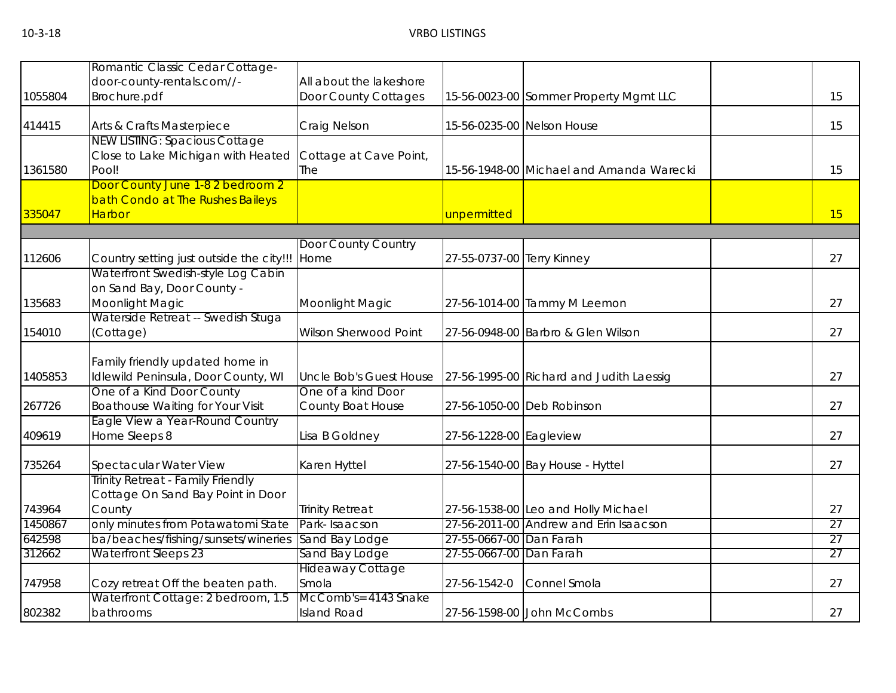| | | | | | | |
|---|---|---|---|---|---|---|
| 1055804 | Romantic Classic Cedar Cottage- door-county-rentals.com//- Brochure.pdf | All about the lakeshore Door County Cottages | 15-56-0023-00 | Sommer Property Mgmt LLC | | 15 |
| 414415 | Arts & Crafts Masterpiece | Craig Nelson | 15-56-0235-00 | Nelson House | | 15 |
| 1361580 | NEW LISTING: Spacious Cottage Close to Lake Michigan with Heated Pool! | Cottage at Cave Point, The | 15-56-1948-00 | Michael and Amanda Warecki | | 15 |
| 335047 | Door County June 1-8 2 bedroom 2 bath Condo at The Rushes Baileys Harbor | | unpermitted | | | 15 |
| | | | | | | |
| 112606 | Country setting just outside the city!!! | Door County Country Home | 27-55-0737-00 | Terry Kinney | | 27 |
| 135683 | Waterfront Swedish-style Log Cabin on Sand Bay, Door County - Moonlight Magic | Moonlight Magic | 27-56-1014-00 | Tammy M Leemon | | 27 |
| 154010 | Waterside Retreat -- Swedish Stuga (Cottage) | Wilson Sherwood Point | 27-56-0948-00 | Barbro & Glen Wilson | | 27 |
| 1405853 | Family friendly updated home in Idlewild Peninsula, Door County, WI | Uncle Bob's Guest House | 27-56-1995-00 | Richard and Judith Laessig | | 27 |
| 267726 | One of a Kind Door County Boathouse Waiting for Your Visit | One of a kind Door County Boat House | 27-56-1050-00 | Deb Robinson | | 27 |
| 409619 | Eagle View a Year-Round Country Home Sleeps 8 | Lisa B Goldney | 27-56-1228-00 | Eagleview | | 27 |
| 735264 | Spectacular Water View | Karen Hyttel | 27-56-1540-00 | Bay House - Hyttel | | 27 |
| 743964 | Trinity Retreat - Family Friendly Cottage On Sand Bay Point in Door County | Trinity Retreat | 27-56-1538-00 | Leo and Holly Michael | | 27 |
| 1450867 | only minutes from Potawatomi State | Park- Isaacson | 27-56-2011-00 | Andrew and Erin Isaacson | | 27 |
| 642598 | ba/beaches/fishing/sunsets/wineries | Sand Bay Lodge | 27-55-0667-00 | Dan Farah | | 27 |
| 312662 | Waterfront Sleeps 23 | Sand Bay Lodge | 27-55-0667-00 | Dan Farah | | 27 |
| 747958 | Cozy retreat Off the beaten path. | Hideaway Cottage Smola | 27-56-1542-0 | Connel Smola | | 27 |
| 802382 | Waterfront Cottage: 2 bedroom, 1.5 bathrooms | McComb's=4143 Snake Island Road | 27-56-1598-00 | John McCombs | | 27 |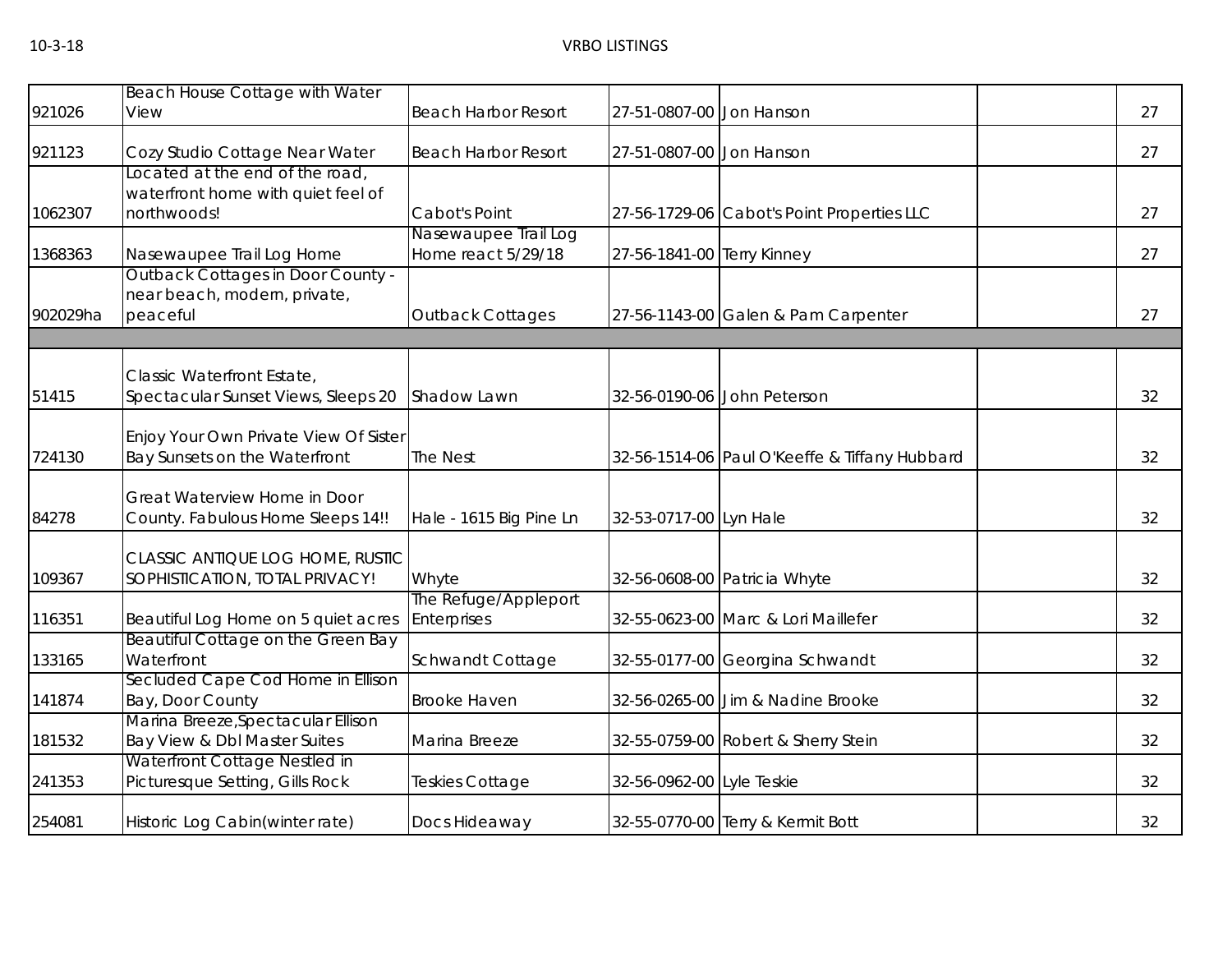| | | | | | | |
|---|---|---|---|---|---|---|
| 921026 | Beach House Cottage with Water View | Beach Harbor Resort | 27-51-0807-00 | Jon Hanson | | 27 |
| 921123 | Cozy Studio Cottage Near Water | Beach Harbor Resort | 27-51-0807-00 | Jon Hanson | | 27 |
| 1062307 | Located at the end of the road, waterfront home with quiet feel of northwoods! | Cabot's Point | 27-56-1729-06 | Cabot's Point Properties LLC | | 27 |
| 1368363 | Nasewaupee Trail Log Home | Nasewaupee Trail Log Home react 5/29/18 | 27-56-1841-00 | Terry Kinney | | 27 |
| 902029ha | Outback Cottages in Door County - near beach, modern, private, peaceful | Outback Cottages | 27-56-1143-00 | Galen & Pam Carpenter | | 27 |
| | | | | | | |
| 51415 | Classic Waterfront Estate, Spectacular Sunset Views, Sleeps 20 | Shadow Lawn | 32-56-0190-06 | John Peterson | | 32 |
| 724130 | Enjoy Your Own Private View Of Sister Bay Sunsets on the Waterfront | The Nest | 32-56-1514-06 | Paul O'Keeffe & Tiffany Hubbard | | 32 |
| 84278 | Great Waterview Home in Door County. Fabulous Home Sleeps 14!! | Hale - 1615 Big Pine Ln | 32-53-0717-00 | Lyn Hale | | 32 |
| 109367 | CLASSIC ANTIQUE LOG HOME, RUSTIC SOPHISTICATION, TOTAL PRIVACY! | Whyte | 32-56-0608-00 | Patricia Whyte | | 32 |
| 116351 | Beautiful Log Home on 5 quiet acres | The Refuge/Appleport Enterprises | 32-55-0623-00 | Marc & Lori Maillefer | | 32 |
| 133165 | Beautiful Cottage on the Green Bay Waterfront | Schwandt Cottage | 32-55-0177-00 | Georgina Schwandt | | 32 |
| 141874 | Secluded Cape Cod Home in Ellison Bay, Door County | Brooke Haven | 32-56-0265-00 | Jim & Nadine Brooke | | 32 |
| 181532 | Marina Breeze,Spectacular Ellison Bay View & Dbl Master Suites | Marina Breeze | 32-55-0759-00 | Robert & Sherry Stein | | 32 |
| 241353 | Waterfront Cottage Nestled in Picturesque Setting, Gills Rock | Teskies Cottage | 32-56-0962-00 | Lyle Teskie | | 32 |
| 254081 | Historic Log Cabin(winter rate) | Docs Hideaway | 32-55-0770-00 | Terry & Kermit Bott | | 32 |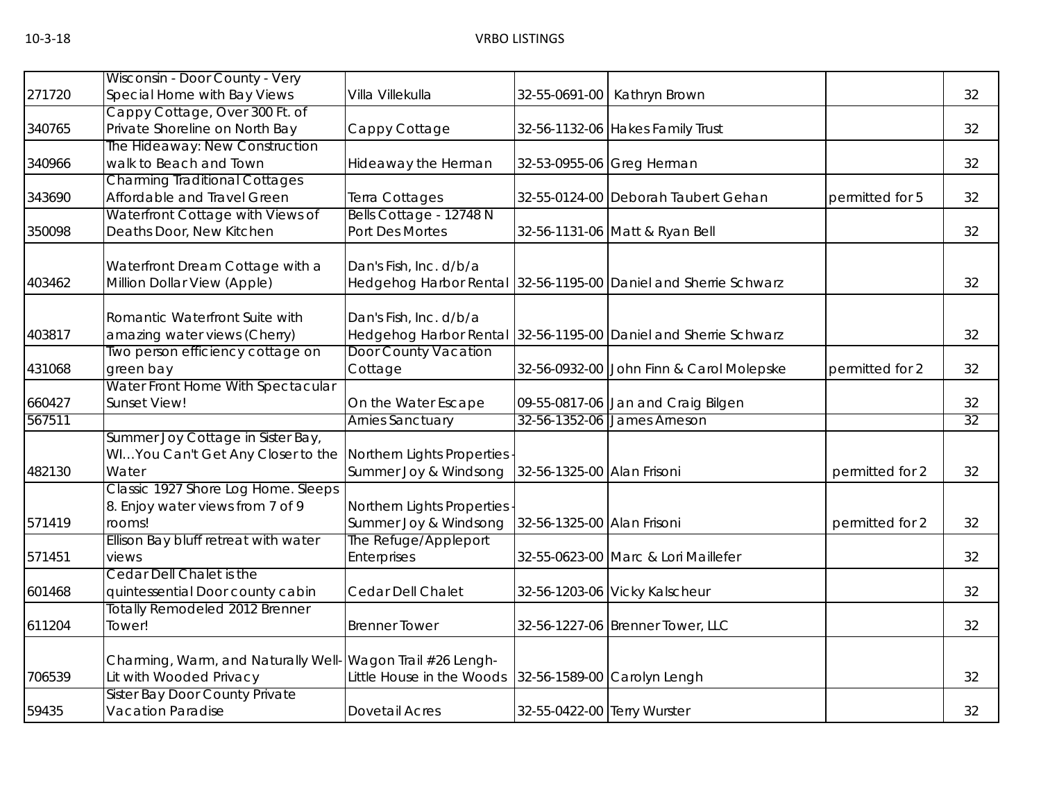| 271720 | Wisconsin - Door County - Very Special Home with Bay Views | Villa Villekulla | 32-55-0691-00 | Kathryn Brown | | 32 |
|---|---|---|---|---|---|---|
| 340765 | Cappy Cottage, Over 300 Ft. of Private Shoreline on North Bay | Cappy Cottage | 32-56-1132-06 | Hakes Family Trust | | 32 |
| 340966 | The Hideaway: New Construction walk to Beach and Town | Hideaway the Herman | 32-53-0955-06 | Greg Herman | | 32 |
| 343690 | Charming Traditional Cottages Affordable and Travel Green | Terra Cottages | 32-55-0124-00 | Deborah Taubert Gehan | permitted for 5 | 32 |
| 350098 | Waterfront Cottage with Views of Deaths Door, New Kitchen | Bells Cottage - 12748 N Port Des Mortes | 32-56-1131-06 | Matt & Ryan Bell | | 32 |
| 403462 | Waterfront Dream Cottage with a Million Dollar View (Apple) | Dan's Fish, Inc. d/b/a Hedgehog Harbor Rental | 32-56-1195-00 | Daniel and Sherrie Schwarz | | 32 |
| 403817 | Romantic Waterfront Suite with amazing water views (Cherry) | Dan's Fish, Inc. d/b/a Hedgehog Harbor Rental | 32-56-1195-00 | Daniel and Sherrie Schwarz | | 32 |
| 431068 | Two person efficiency cottage on green bay | Door County Vacation Cottage | 32-56-0932-00 | John Finn & Carol Molepske | permitted for 2 | 32 |
| 660427 | Water Front Home With Spectacular Sunset View! | On the Water Escape | 09-55-0817-06 | Jan and Craig Bilgen | | 32 |
| 567511 | | Arnies Sanctuary | 32-56-1352-06 | James Arneson | | 32 |
| 482130 | Summer Joy Cottage in Sister Bay, WI...You Can't Get Any Closer to the Water | Northern Lights Properties - Summer Joy & Windsong | 32-56-1325-00 | Alan Frisoni | permitted for 2 | 32 |
| 571419 | Classic 1927 Shore Log Home. Sleeps 8. Enjoy water views from 7 of 9 rooms! | Northern Lights Properties - Summer Joy & Windsong | 32-56-1325-00 | Alan Frisoni | permitted for 2 | 32 |
| 571451 | Ellison Bay bluff retreat with water views | The Refuge/Appleport Enterprises | 32-55-0623-00 | Marc & Lori Maillefer | | 32 |
| 601468 | Cedar Dell Chalet is the quintessential Door county cabin | Cedar Dell Chalet | 32-56-1203-06 | Vicky Kalscheur | | 32 |
| 611204 | Totally Remodeled 2012 Brenner Tower! | Brenner Tower | 32-56-1227-06 | Brenner Tower, LLC | | 32 |
| 706539 | Charming, Warm, and Naturally Well-Lit with Wooded Privacy | Wagon Trail #26 Lengh-Little House in the Woods | 32-56-1589-00 | Carolyn Lengh | | 32 |
| 59435 | Sister Bay Door County Private Vacation Paradise | Dovetail Acres | 32-55-0422-00 | Terry Wurster | | 32 |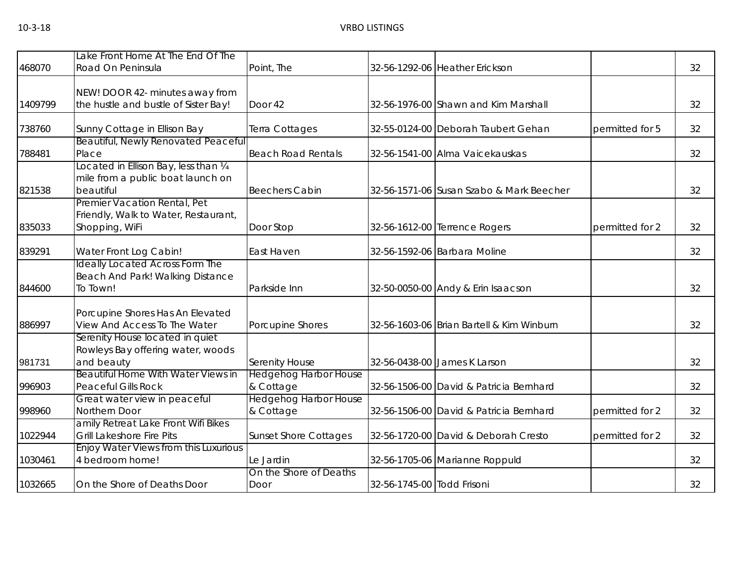| | | | | | | |
|---|---|---|---|---|---|---|
| 468070 | Lake Front Home At The End Of The Road On Peninsula | Point, The | 32-56-1292-06 | Heather Erickson | | 32 |
| 1409799 | NEW! DOOR 42- minutes away from the hustle and bustle of Sister Bay! | Door 42 | 32-56-1976-00 | Shawn and Kim Marshall | | 32 |
| 738760 | Sunny Cottage in Ellison Bay | Terra Cottages | 32-55-0124-00 | Deborah Taubert Gehan | permitted for 5 | 32 |
| 788481 | Beautiful, Newly Renovated Peaceful Place | Beach Road Rentals | 32-56-1541-00 | Alma Vaicekauskas | | 32 |
| 821538 | Located in Ellison Bay, less than ¼ mile from a public boat launch on beautiful | Beechers Cabin | 32-56-1571-06 | Susan Szabo & Mark Beecher | | 32 |
| 835033 | Premier Vacation Rental, Pet Friendly, Walk to Water, Restaurant, Shopping, WiFi | Door Stop | 32-56-1612-00 | Terrence Rogers | permitted for 2 | 32 |
| 839291 | Water Front Log Cabin! | East Haven | 32-56-1592-06 | Barbara Moline | | 32 |
| 844600 | Ideally Located Across Form The Beach And Park! Walking Distance To Town! | Parkside Inn | 32-50-0050-00 | Andy & Erin Isaacson | | 32 |
| 886997 | Porcupine Shores Has An Elevated View And Access To The Water | Porcupine Shores | 32-56-1603-06 | Brian Bartell & Kim Winburn | | 32 |
| 981731 | Serenity House located in quiet Rowleys Bay offering water, woods and beauty | Serenity House | 32-56-0438-00 | James K Larson | | 32 |
| 996903 | Beautiful Home With Water Views in Peaceful Gills Rock | Hedgehog Harbor House & Cottage | 32-56-1506-00 | David & Patricia Bernhard | | 32 |
| 998960 | Great water view in peaceful Northern Door | Hedgehog Harbor House & Cottage | 32-56-1506-00 | David & Patricia Bernhard | permitted for 2 | 32 |
| 1022944 | amily Retreat Lake Front Wifi Bikes Grill Lakeshore Fire Pits | Sunset Shore Cottages | 32-56-1720-00 | David & Deborah Cresto | permitted for 2 | 32 |
| 1030461 | Enjoy Water Views from this Luxurious 4 bedroom home! | Le Jardin | 32-56-1705-06 | Marianne Roppuld | | 32 |
| 1032665 | On the Shore of Deaths Door | On the Shore of Deaths Door | 32-56-1745-00 | Todd Frisoni | | 32 |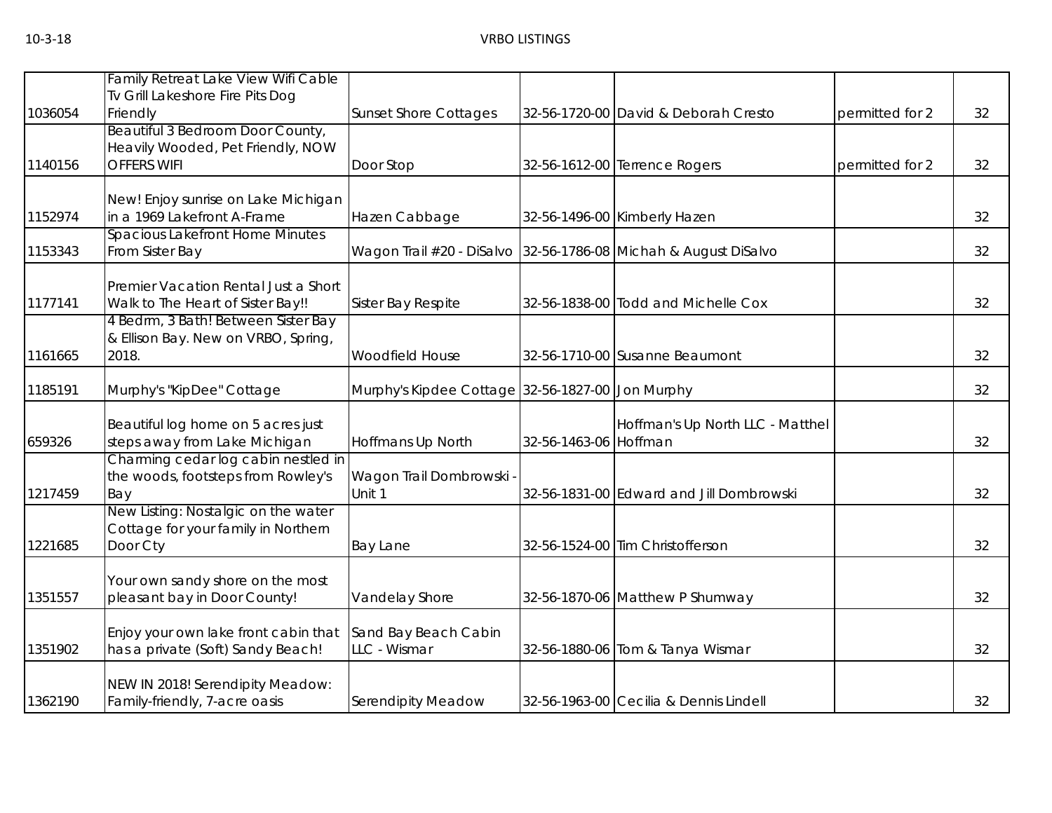| | | | | | | |
|---|---|---|---|---|---|---|
| 1036054 | Family Retreat Lake View Wifi Cable Tv Grill Lakeshore Fire Pits Dog Friendly | Sunset Shore Cottages | 32-56-1720-00 | David & Deborah Cresto | permitted for 2 | 32 |
| 1140156 | Beautiful 3 Bedroom Door County, Heavily Wooded, Pet Friendly, NOW OFFERS WIFI | Door Stop | 32-56-1612-00 | Terrence Rogers | permitted for 2 | 32 |
| 1152974 | New! Enjoy sunrise on Lake Michigan in a 1969 Lakefront A-Frame | Hazen Cabbage | 32-56-1496-00 | Kimberly Hazen | | 32 |
| 1153343 | Spacious Lakefront Home Minutes From Sister Bay | Wagon Trail #20 - DiSalvo | 32-56-1786-08 | Michah & August DiSalvo | | 32 |
| 1177141 | Premier Vacation Rental Just a Short Walk to The Heart of Sister Bay!! | Sister Bay Respite | 32-56-1838-00 | Todd and Michelle Cox | | 32 |
| 1161665 | 4 Bedrm, 3 Bath! Between Sister Bay & Ellison Bay. New on VRBO, Spring, 2018. | Woodfield House | 32-56-1710-00 | Susanne Beaumont | | 32 |
| 1185191 | Murphy's "KipDee" Cottage | Murphy's Kipdee Cottage | 32-56-1827-00 | Jon Murphy | | 32 |
| 659326 | Beautiful log home on 5 acres just steps away from Lake Michigan | Hoffmans Up North | 32-56-1463-06 | Hoffman's Up North LLC - Matthel Hoffman | | 32 |
| 1217459 | Charming cedar log cabin nestled in the woods, footsteps from Rowley's Bay | Wagon Trail Dombrowski - Unit 1 | 32-56-1831-00 | Edward and Jill Dombrowski | | 32 |
| 1221685 | New Listing: Nostalgic on the water Cottage for your family in Northern Door Cty | Bay Lane | 32-56-1524-00 | Tim Christofferson | | 32 |
| 1351557 | Your own sandy shore on the most pleasant bay in Door County! | Vandelay Shore | 32-56-1870-06 | Matthew P Shumway | | 32 |
| 1351902 | Enjoy your own lake front cabin that has a private (Soft) Sandy Beach! | Sand Bay Beach Cabin LLC - Wismar | 32-56-1880-06 | Tom & Tanya Wismar | | 32 |
| 1362190 | NEW IN 2018! Serendipity Meadow: Family-friendly, 7-acre oasis | Serendipity Meadow | 32-56-1963-00 | Cecilia & Dennis Lindell | | 32 |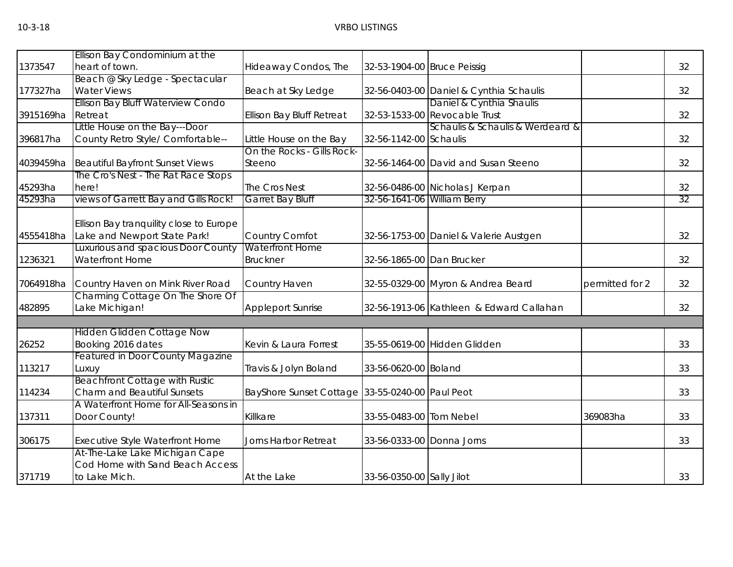| | | | | | | |
|---|---|---|---|---|---|---|
| 1373547 | Ellison Bay Condominium at the heart of town. | Hideaway Condos, The | 32-53-1904-00 | Bruce Peissig | | 32 |
| 177327ha | Beach @ Sky Ledge - Spectacular Water Views | Beach at Sky Ledge | 32-56-0403-00 | Daniel & Cynthia Schaulis | | 32 |
| 3915169ha | Ellison Bay Bluff Waterview Condo Retreat | Ellison Bay Bluff Retreat | 32-53-1533-00 | Daniel & Cynthia Shaulis Revocable Trust | | 32 |
| 396817ha | Little House on the Bay---Door County Retro Style/ Comfortable-- | Little House on the Bay | 32-56-1142-00 | Schaulis & Schaulis & Werdeard & Schaulis | | 32 |
| 4039459ha | Beautiful Bayfront Sunset Views | On the Rocks - Gills Rock-Steeno | 32-56-1464-00 | David and Susan Steeno | | 32 |
| 45293ha | The Cro's Nest - The Rat Race Stops here! | The Cros Nest | 32-56-0486-00 | Nicholas J Kerpan | | 32 |
| 45293ha | views of Garrett Bay and Gills Rock! | Garret Bay Bluff | 32-56-1641-06 | William Berry | | 32 |
| 4555418ha | Ellison Bay tranquility close to Europe Lake and Newport State Park! | Country Comfot | 32-56-1753-00 | Daniel & Valerie Austgen | | 32 |
| 1236321 | Luxurious and spacious Door County Waterfront Home | Waterfront Home Bruckner | 32-56-1865-00 | Dan Brucker | | 32 |
| 7064918ha | Country Haven on Mink River Road | Country Haven | 32-55-0329-00 | Myron & Andrea Beard | permitted for 2 | 32 |
| 482895 | Charming Cottage On The Shore Of Lake Michigan! | Appleport Sunrise | 32-56-1913-06 | Kathleen & Edward Callahan | | 32 |
| | | | | | | |
| 26252 | Hidden Glidden Cottage Now Booking 2016 dates | Kevin & Laura Forrest | 35-55-0619-00 | Hidden Glidden | | 33 |
| 113217 | Featured in Door County Magazine Luxuy | Travis & Jolyn Boland | 33-56-0620-00 | Boland | | 33 |
| 114234 | Beachfront Cottage with Rustic Charm and Beautiful Sunsets | BayShore Sunset Cottage | 33-55-0240-00 | Paul Peot | | 33 |
| 137311 | A Waterfront Home for All-Seasons in Door County! | Killkare | 33-55-0483-00 | Tom Nebel | 369083ha | 33 |
| 306175 | Executive Style Waterfront Home | Jorns Harbor Retreat | 33-56-0333-00 | Donna Jorns | | 33 |
| 371719 | At-The-Lake Lake Michigan Cape Cod Home with Sand Beach Access to Lake Mich. | At the Lake | 33-56-0350-00 | Sally Jilot | | 33 |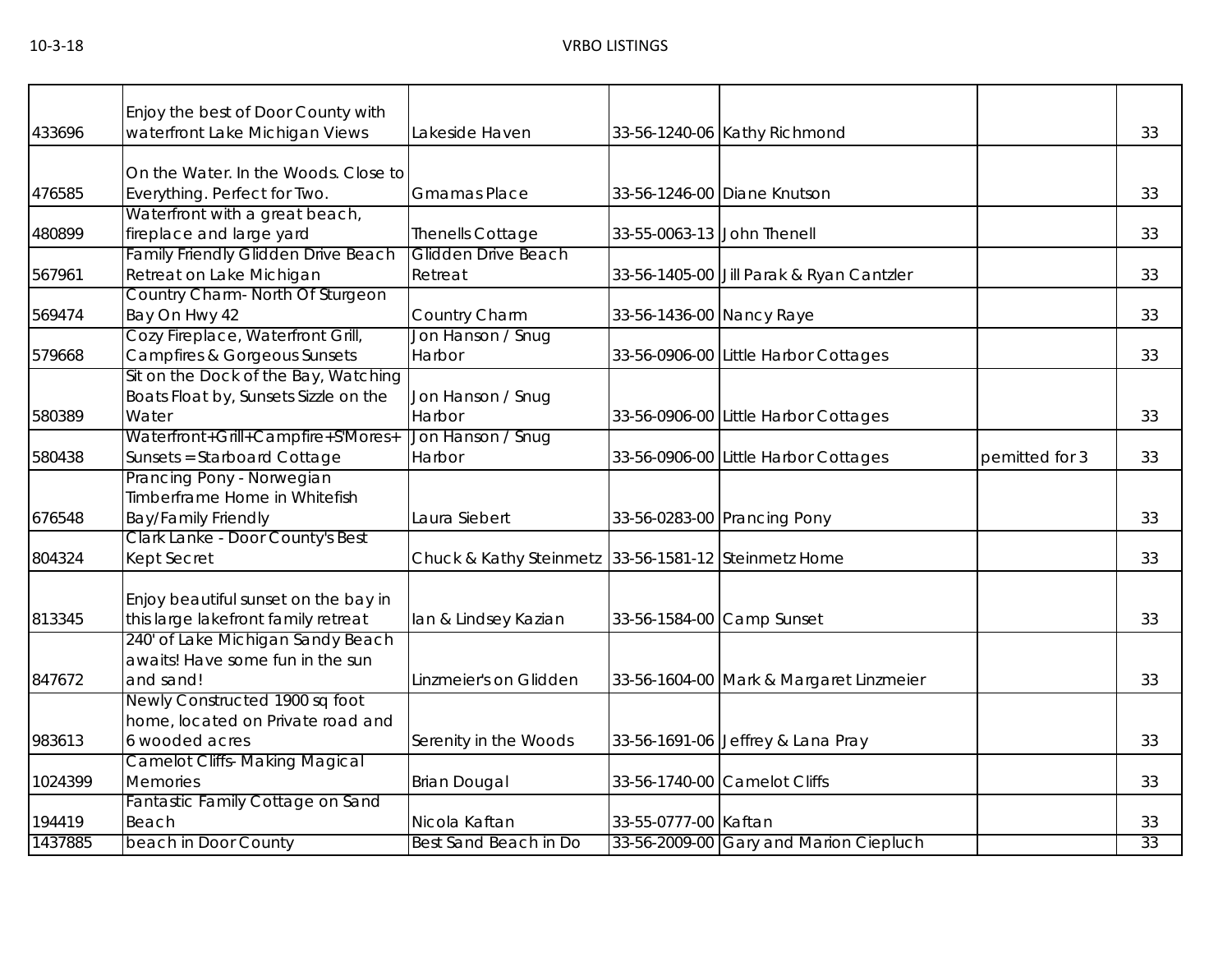| | | | | | | |
|---|---|---|---|---|---|---|
| 433696 | Enjoy the best of Door County with waterfront Lake Michigan Views | Lakeside Haven | 33-56-1240-06 | Kathy Richmond | | 33 |
| 476585 | On the Water. In the Woods. Close to Everything. Perfect for Two. | Gmamas Place | 33-56-1246-00 | Diane Knutson | | 33 |
| 480899 | Waterfront with a great beach, fireplace and large yard | Thenells Cottage | 33-55-0063-13 | John Thenell | | 33 |
| 567961 | Family Friendly Glidden Drive Beach Retreat on Lake Michigan | Glidden Drive Beach Retreat | 33-56-1405-00 | Jill Parak & Ryan Cantzler | | 33 |
| 569474 | Country Charm- North Of Sturgeon Bay On Hwy 42 | Country Charm | 33-56-1436-00 | Nancy Raye | | 33 |
| 579668 | Cozy Fireplace, Waterfront Grill, Campfires & Gorgeous Sunsets | Jon Hanson / Snug Harbor | 33-56-0906-00 | Little Harbor Cottages | | 33 |
| 580389 | Sit on the Dock of the Bay, Watching Boats Float by, Sunsets Sizzle on the Water | Jon Hanson / Snug Harbor | 33-56-0906-00 | Little Harbor Cottages | | 33 |
| 580438 | Waterfront+Grill+Campfire+S'Mores+ Sunsets = Starboard Cottage | Jon Hanson / Snug Harbor | 33-56-0906-00 | Little Harbor Cottages | pemitted for 3 | 33 |
| 676548 | Prancing Pony - Norwegian Timberframe Home in Whitefish Bay/Family Friendly | Laura Siebert | 33-56-0283-00 | Prancing Pony | | 33 |
| 804324 | Clark Lanke - Door County's Best Kept Secret | Chuck & Kathy Steinmetz | 33-56-1581-12 | Steinmetz Home | | 33 |
| 813345 | Enjoy beautiful sunset on the bay in this large lakefront family retreat | Ian & Lindsey Kazian | 33-56-1584-00 | Camp Sunset | | 33 |
| 847672 | 240' of Lake Michigan Sandy Beach awaits! Have some fun in the sun and sand! | Linzmeier's on Glidden | 33-56-1604-00 | Mark & Margaret Linzmeier | | 33 |
| 983613 | Newly Constructed 1900 sq foot home, located on Private road and 6 wooded acres | Serenity in the Woods | 33-56-1691-06 | Jeffrey & Lana Pray | | 33 |
| 1024399 | Camelot Cliffs- Making Magical Memories | Brian Dougal | 33-56-1740-00 | Camelot Cliffs | | 33 |
| 194419 | Fantastic Family Cottage on Sand Beach | Nicola Kaftan | 33-55-0777-00 | Kaftan | | 33 |
| 1437885 | beach in Door County | Best Sand Beach in Do | 33-56-2009-00 | Gary and Marion Ciepluch | | 33 |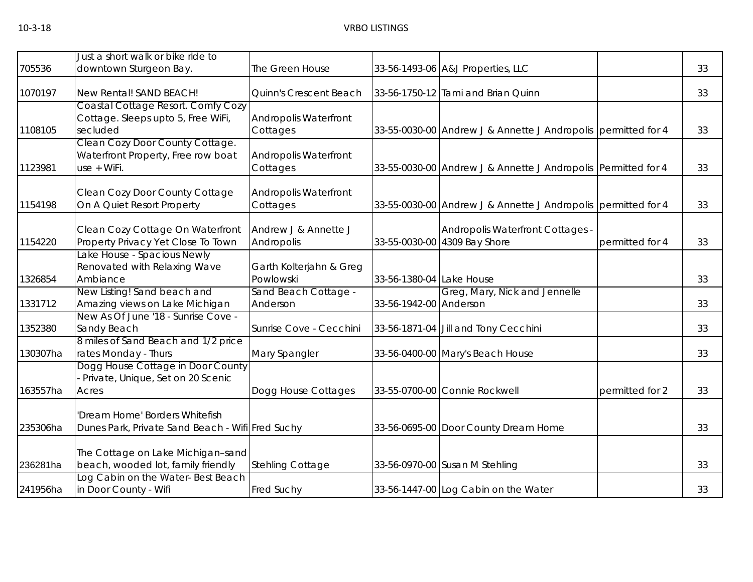| | | | | | | |
|---|---|---|---|---|---|---|
| 705536 | Just a short walk or bike ride to downtown Sturgeon Bay. | The Green House | 33-56-1493-06 | A&J Properties, LLC | | 33 |
| 1070197 | New Rental! SAND BEACH! | Quinn's Crescent Beach | 33-56-1750-12 | Tami and Brian Quinn | | 33 |
| 1108105 | Coastal Cottage Resort. Comfy Cozy Cottage. Sleeps upto 5, Free WiFi, secluded | Andropolis Waterfront Cottages | 33-55-0030-00 | Andrew J & Annette J Andropolis | permitted for 4 | 33 |
| 1123981 | Clean Cozy Door County Cottage. Waterfront Property, Free row boat use + WiFi. | Andropolis Waterfront Cottages | 33-55-0030-00 | Andrew J & Annette J Andropolis | Permitted for 4 | 33 |
| 1154198 | Clean Cozy Door County Cottage On A Quiet Resort Property | Andropolis Waterfront Cottages | 33-55-0030-00 | Andrew J & Annette J Andropolis | permitted for 4 | 33 |
| 1154220 | Clean Cozy Cottage On Waterfront Property Privacy Yet Close To Town | Andrew J & Annette J Andropolis | 33-55-0030-00 | Andropolis Waterfront Cottages - 4309 Bay Shore | permitted for 4 | 33 |
| 1326854 | Lake House - Spacious Newly Renovated with Relaxing Wave Ambiance | Garth Kolterjahn & Greg Powlowski | 33-56-1380-04 | Lake House | | 33 |
| 1331712 | New Listing! Sand beach and Amazing views on Lake Michigan | Sand Beach Cottage - Anderson | 33-56-1942-00 | Greg, Mary, Nick and Jennelle Anderson | | 33 |
| 1352380 | New As Of June '18 - Sunrise Cove - Sandy Beach | Sunrise Cove - Cecchini | 33-56-1871-04 | Jill and Tony Cecchini | | 33 |
| 130307ha | 8 miles of Sand Beach and 1/2 price rates Monday - Thurs | Mary Spangler | 33-56-0400-00 | Mary's Beach House | | 33 |
| 163557ha | Dogg House Cottage in Door County - Private, Unique, Set on 20 Scenic Acres | Dogg House Cottages | 33-55-0700-00 | Connie Rockwell | permitted for 2 | 33 |
| 235306ha | 'Dream Home' Borders Whitefish Dunes Park, Private Sand Beach - Wifi | Fred Suchy | 33-56-0695-00 | Door County Dream Home | | 33 |
| 236281ha | The Cottage on Lake Michigan–sand beach, wooded lot, family friendly | Stehling Cottage | 33-56-0970-00 | Susan M Stehling | | 33 |
| 241956ha | Log Cabin on the Water- Best Beach in Door County - Wifi | Fred Suchy | 33-56-1447-00 | Log Cabin on the Water | | 33 |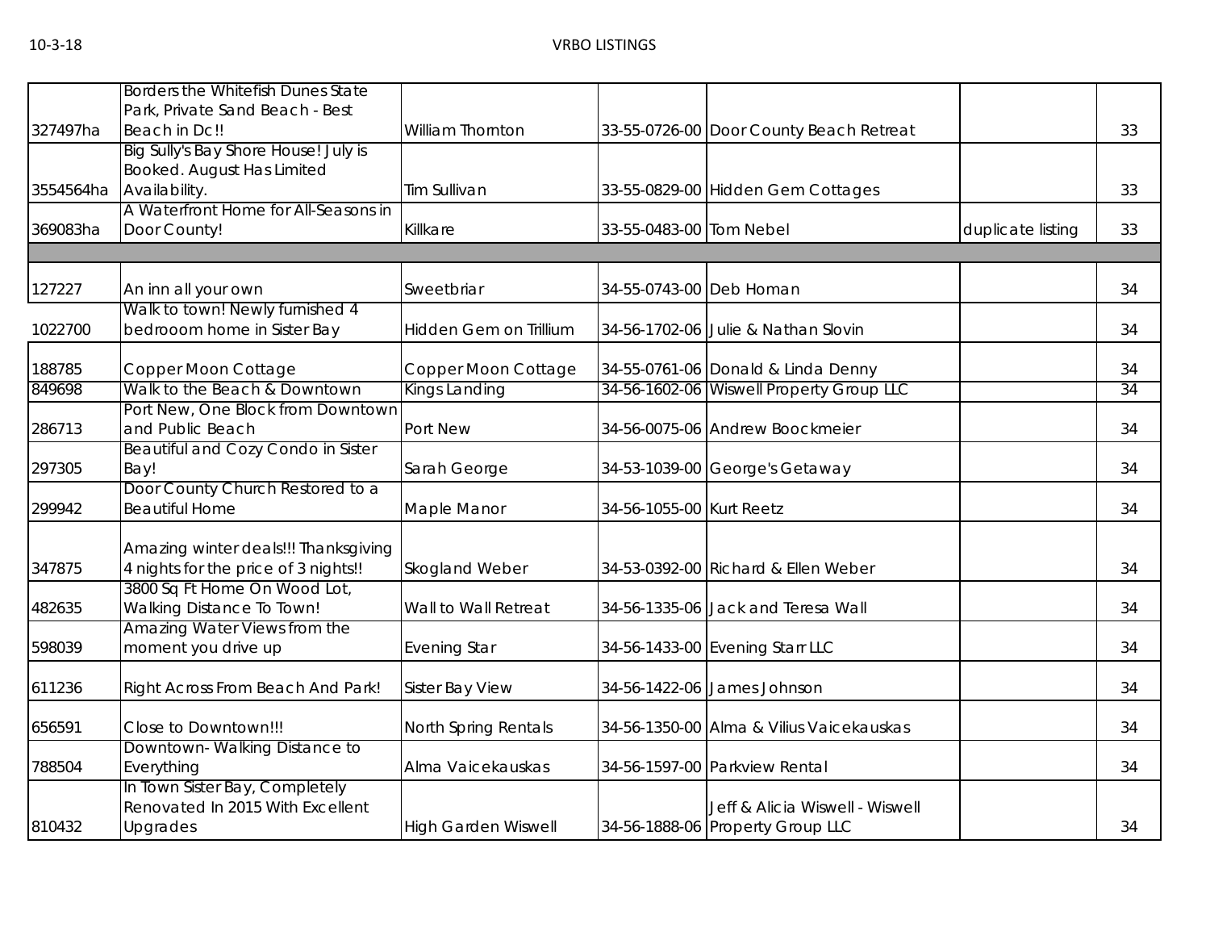| | | | | | | |
|---|---|---|---|---|---|---|
| 327497ha | Borders the Whitefish Dunes State Park, Private Sand Beach - Best Beach in Dc!! | William Thornton | 33-55-0726-00 | Door County Beach Retreat | | 33 |
| 3554564ha | Big Sully's Bay Shore House! July is Booked. August Has Limited Availability. | Tim Sullivan | 33-55-0829-00 | Hidden Gem Cottages | | 33 |
| 369083ha | A Waterfront Home for All-Seasons in Door County! | Killkare | 33-55-0483-00 | Tom Nebel | duplicate listing | 33 |
| | | | | | | |
| 127227 | An inn all your own | Sweetbriar | 34-55-0743-00 | Deb Homan | | 34 |
| 1022700 | Walk to town! Newly furnished 4 bedrooom home in Sister Bay | Hidden Gem on Trillium | 34-56-1702-06 | Julie & Nathan Slovin | | 34 |
| 188785 | Copper Moon Cottage | Copper Moon Cottage | 34-55-0761-06 | Donald & Linda Denny | | 34 |
| 849698 | Walk to the Beach & Downtown | Kings Landing | 34-56-1602-06 | Wiswell Property Group LLC | | 34 |
| 286713 | Port New, One Block from Downtown and Public Beach | Port New | 34-56-0075-06 | Andrew Boockmeier | | 34 |
| 297305 | Beautiful and Cozy Condo in Sister Bay! | Sarah George | 34-53-1039-00 | George's Getaway | | 34 |
| 299942 | Door County Church Restored to a Beautiful Home | Maple Manor | 34-56-1055-00 | Kurt Reetz | | 34 |
| 347875 | Amazing winter deals!!! Thanksgiving 4 nights for the price of 3 nights!! | Skogland Weber | 34-53-0392-00 | Richard & Ellen Weber | | 34 |
| 482635 | 3800 Sq Ft Home On Wood Lot, Walking Distance To Town! | Wall to Wall Retreat | 34-56-1335-06 | Jack and Teresa Wall | | 34 |
| 598039 | Amazing Water Views from the moment you drive up | Evening Star | 34-56-1433-00 | Evening Starr LLC | | 34 |
| 611236 | Right Across From Beach And Park! | Sister Bay View | 34-56-1422-06 | James Johnson | | 34 |
| 656591 | Close to Downtown!!! | North Spring Rentals | 34-56-1350-00 | Alma & Vilius Vaicekauskas | | 34 |
| 788504 | Downtown- Walking Distance to Everything | Alma Vaicekauskas | 34-56-1597-00 | Parkview Rental | | 34 |
| 810432 | In Town Sister Bay, Completely Renovated In 2015 With Excellent Upgrades | High Garden Wiswell | 34-56-1888-06 | Jeff & Alicia Wiswell - Wiswell Property Group LLC | | 34 |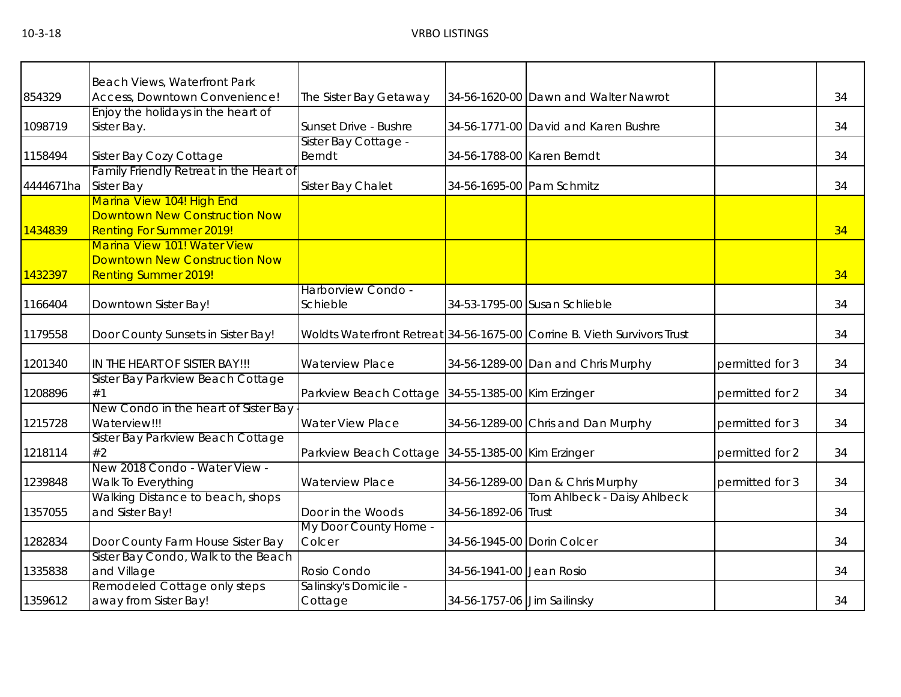| | | | | | | |
|---|---|---|---|---|---|---|
| 854329 | Beach Views, Waterfront Park Access, Downtown Convenience! | The Sister Bay Getaway | 34-56-1620-00 | Dawn and Walter Nawrot | | 34 |
| 1098719 | Enjoy the holidays in the heart of Sister Bay. | Sunset Drive - Bushre | 34-56-1771-00 | David and Karen Bushre | | 34 |
| 1158494 | Sister Bay Cozy Cottage | Sister Bay Cottage - Berndt | 34-56-1788-00 | Karen Berndt | | 34 |
| 4444671ha | Family Friendly Retreat in the Heart of Sister Bay | Sister Bay Chalet | 34-56-1695-00 | Pam Schmitz | | 34 |
| 1434839 | Marina View 104! High End Downtown New Construction Now Renting For Summer 2019! | | | | | 34 |
| 1432397 | Marina View 101! Water View Downtown New Construction Now Renting Summer 2019! | | | | | 34 |
| 1166404 | Downtown Sister Bay! | Harborview Condo - Schieble | 34-53-1795-00 | Susan Schlieble | | 34 |
| 1179558 | Door County Sunsets in Sister Bay! | Woldts Waterfront Retreat | 34-56-1675-00 | Corrine B. Vieth Survivors Trust | | 34 |
| 1201340 | IN THE HEART OF SISTER BAY!!! | Waterview Place | 34-56-1289-00 | Dan and Chris Murphy | permitted for 3 | 34 |
| 1208896 | Sister Bay Parkview Beach Cottage #1 | Parkview Beach Cottage | 34-55-1385-00 | Kim Erzinger | permitted for 2 | 34 |
| 1215728 | New Condo in the heart of Sister Bay - Waterview!!! | Water View Place | 34-56-1289-00 | Chris and Dan Murphy | permitted for 3 | 34 |
| 1218114 | Sister Bay Parkview Beach Cottage #2 | Parkview Beach Cottage | 34-55-1385-00 | Kim Erzinger | permitted for 2 | 34 |
| 1239848 | New 2018 Condo - Water View - Walk To Everything | Waterview Place | 34-56-1289-00 | Dan & Chris Murphy | permitted for 3 | 34 |
| 1357055 | Walking Distance to beach, shops and Sister Bay! | Door in the Woods | 34-56-1892-06 | Tom Ahlbeck - Daisy Ahlbeck Trust | | 34 |
| 1282834 | Door County Farm House Sister Bay | My Door County Home - Colcer | 34-56-1945-00 | Dorin Colcer | | 34 |
| 1335838 | Sister Bay Condo, Walk to the Beach and Village | Rosio Condo | 34-56-1941-00 | Jean Rosio | | 34 |
| 1359612 | Remodeled Cottage only steps away from Sister Bay! | Salinsky's Domicile - Cottage | 34-56-1757-06 | Jim Sailinsky | | 34 |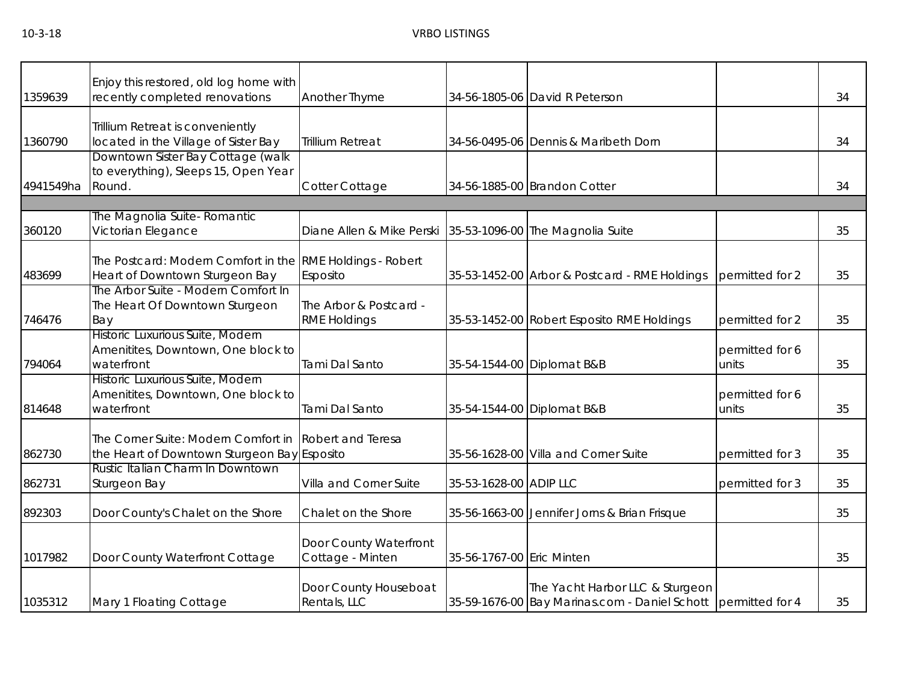| | | | | | | |
|---|---|---|---|---|---|---|
| 1359639 | Enjoy this restored, old log home with recently completed renovations | Another Thyme | 34-56-1805-06 | David R Peterson | | 34 |
| 1360790 | Trillium Retreat is conveniently located in the Village of Sister Bay | Trillium Retreat | 34-56-0495-06 | Dennis & Maribeth Dorn | | 34 |
| 4941549ha | Downtown Sister Bay Cottage (walk to everything), Sleeps 15, Open Year Round. | Cotter Cottage | 34-56-1885-00 | Brandon Cotter | | 34 |
| | | | | | | |
| 360120 | The Magnolia Suite- Romantic Victorian Elegance | Diane Allen & Mike Perski | 35-53-1096-00 | The Magnolia Suite | | 35 |
| 483699 | The Postcard: Modern Comfort in the Heart of Downtown Sturgeon Bay | RME Holdings - Robert Esposito | 35-53-1452-00 | Arbor & Postcard - RME Holdings | permitted for 2 | 35 |
| 746476 | The Arbor Suite - Modern Comfort In The Heart Of Downtown Sturgeon Bay | The Arbor & Postcard - RME Holdings | 35-53-1452-00 | Robert Esposito RME Holdings | permitted for 2 | 35 |
| 794064 | Historic Luxurious Suite, Modern Amenitites, Downtown, One block to waterfront | Tami Dal Santo | 35-54-1544-00 | Diplomat B&B | permitted for 6 units | 35 |
| 814648 | Historic Luxurious Suite, Modern Amenitites, Downtown, One block to waterfront | Tami Dal Santo | 35-54-1544-00 | Diplomat B&B | permitted for 6 units | 35 |
| 862730 | The Corner Suite: Modern Comfort in the Heart of Downtown Sturgeon Bay | Robert and Teresa Esposito | 35-56-1628-00 | Villa and Corner Suite | permitted for 3 | 35 |
| 862731 | Rustic Italian Charm In Downtown Sturgeon Bay | Villa and Corner Suite | 35-53-1628-00 | ADIP LLC | permitted for 3 | 35 |
| 892303 | Door County's Chalet on the Shore | Chalet on the Shore | 35-56-1663-00 | Jennifer Jorns & Brian Frisque | | 35 |
| 1017982 | Door County Waterfront Cottage | Door County Waterfront Cottage - Minten | 35-56-1767-00 | Eric Minten | | 35 |
| 1035312 | Mary 1 Floating Cottage | Door County Houseboat Rentals, LLC | 35-59-1676-00 | The Yacht Harbor LLC & Sturgeon Bay Marinas.com - Daniel Schott | permitted for 4 | 35 |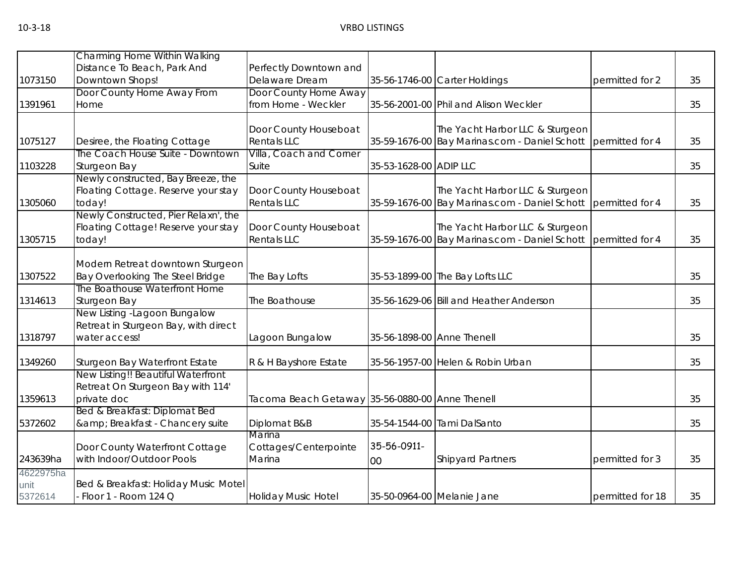| | | | | | | |
|---|---|---|---|---|---|---|
| 1073150 | Charming Home Within Walking Distance To Beach, Park And Downtown Shops! | Perfectly Downtown and Delaware Dream | 35-56-1746-00 | Carter Holdings | permitted for 2 | 35 |
| 1391961 | Door County Home Away From Home | Door County Home Away from Home - Weckler | 35-56-2001-00 | Phil and Alison Weckler | | 35 |
| 1075127 | Desiree, the Floating Cottage | Door County Houseboat Rentals LLC | 35-59-1676-00 | The Yacht Harbor LLC & Sturgeon Bay Marinas.com - Daniel Schott | permitted for 4 | 35 |
| 1103228 | The Coach House Suite - Downtown Sturgeon Bay | Villa, Coach and Corner Suite | 35-53-1628-00 | ADIP LLC | | 35 |
| 1305060 | Newly constructed, Bay Breeze, the Floating Cottage. Reserve your stay today! | Door County Houseboat Rentals LLC | 35-59-1676-00 | The Yacht Harbor LLC & Sturgeon Bay Marinas.com - Daniel Schott | permitted for 4 | 35 |
| 1305715 | Newly Constructed, Pier Relaxn', the Floating Cottage! Reserve your stay today! | Door County Houseboat Rentals LLC | 35-59-1676-00 | The Yacht Harbor LLC & Sturgeon Bay Marinas.com - Daniel Schott | permitted for 4 | 35 |
| 1307522 | Modern Retreat downtown Sturgeon Bay Overlooking The Steel Bridge | The Bay Lofts | 35-53-1899-00 | The Bay Lofts LLC | | 35 |
| 1314613 | The Boathouse Waterfront Home Sturgeon Bay | The Boathouse | 35-56-1629-06 | Bill and Heather Anderson | | 35 |
| 1318797 | New Listing -Lagoon Bungalow Retreat in Sturgeon Bay, with direct water access! | Lagoon Bungalow | 35-56-1898-00 | Anne Thenell | | 35 |
| 1349260 | Sturgeon Bay Waterfront Estate | R & H Bayshore Estate | 35-56-1957-00 | Helen & Robin Urban | | 35 |
| 1359613 | New Listing!! Beautiful Waterfront Retreat On Sturgeon Bay with 114' private doc | Tacoma Beach Getaway | 35-56-0880-00 | Anne Thenell | | 35 |
| 5372602 | Bed & Breakfast: Diplomat Bed &amp; Breakfast - Chancery suite | Diplomat B&B | 35-54-1544-00 | Tami DalSanto | | 35 |
| 243639ha | Door County Waterfront Cottage with Indoor/Outdoor Pools | Marina Cottages/Centerpointe Marina | 35-56-0911-00 | Shipyard Partners | permitted for 3 | 35 |
| 4622975ha unit 5372614 | Bed & Breakfast: Holiday Music Motel - Floor 1 - Room 124 Q | Holiday Music Hotel | 35-50-0964-00 | Melanie Jane | permitted for 18 | 35 |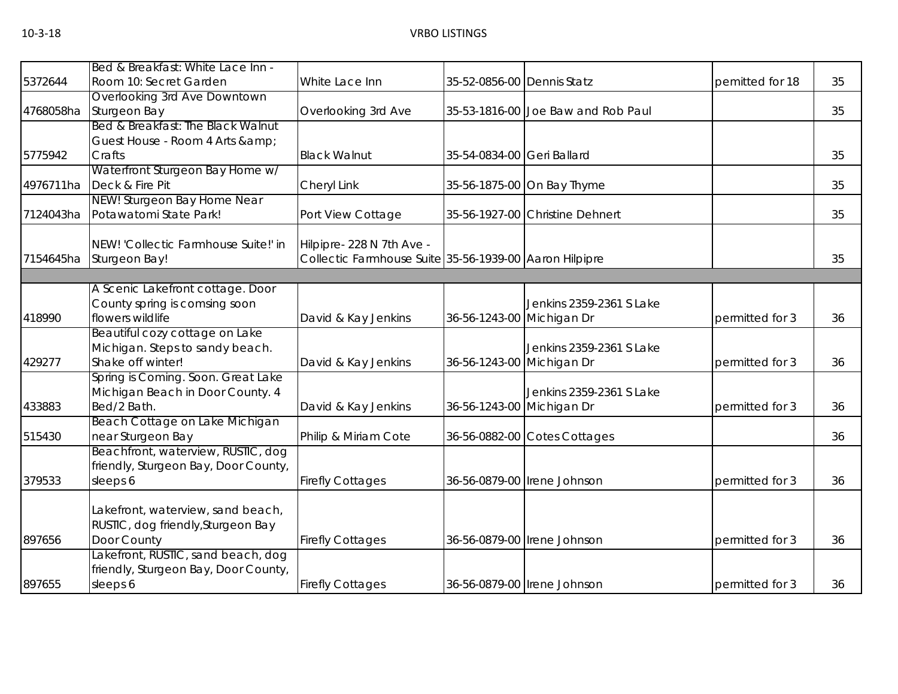| | | | | | | |
|---|---|---|---|---|---|---|
| 5372644 | Bed & Breakfast: White Lace Inn - Room 10: Secret Garden | White Lace Inn | 35-52-0856-00 | Dennis Statz | permitted for 18 | 35 |
| 4768058ha | Overlooking 3rd Ave Downtown Sturgeon Bay | Overlooking 3rd Ave | 35-53-1816-00 | Joe Baw and Rob Paul | | 35 |
| 5775942 | Bed & Breakfast: The Black Walnut Guest House - Room 4 Arts &amp; Crafts | Black Walnut | 35-54-0834-00 | Geri Ballard | | 35 |
| 4976711ha | Waterfront Sturgeon Bay Home w/ Deck & Fire Pit | Cheryl Link | 35-56-1875-00 | On Bay Thyme | | 35 |
| 7124043ha | NEW! Sturgeon Bay Home Near Potawatomi State Park! | Port View Cottage | 35-56-1927-00 | Christine Dehnert | | 35 |
| 7154645ha | NEW! 'Collectic Farmhouse Suite!' in Sturgeon Bay! | Hilpipre- 228 N 7th Ave - Collectic Farmhouse Suite | 35-56-1939-00 | Aaron Hilpipre | | 35 |
| | | | | | | |
| 418990 | A Scenic Lakefront cottage. Door County spring is comsing soon flowers wildlife | David & Kay Jenkins | 36-56-1243-00 | Jenkins 2359-2361 S Lake Michigan Dr | permitted for 3 | 36 |
| 429277 | Beautiful cozy cottage on Lake Michigan. Steps to sandy beach. Shake off winter! | David & Kay Jenkins | 36-56-1243-00 | Jenkins 2359-2361 S Lake Michigan Dr | permitted for 3 | 36 |
| 433883 | Spring is Coming. Soon. Great Lake Michigan Beach in Door County. 4 Bed/2 Bath. | David & Kay Jenkins | 36-56-1243-00 | Jenkins 2359-2361 S Lake Michigan Dr | permitted for 3 | 36 |
| 515430 | Beach Cottage on Lake Michigan near Sturgeon Bay | Philip & Miriam Cote | 36-56-0882-00 | Cotes Cottages | | 36 |
| 379533 | Beachfront, waterview, RUSTIC, dog friendly, Sturgeon Bay, Door County, sleeps 6 | Firefly Cottages | 36-56-0879-00 | Irene Johnson | permitted for 3 | 36 |
| 897656 | Lakefront, waterview, sand beach, RUSTIC, dog friendly,Sturgeon Bay Door County | Firefly Cottages | 36-56-0879-00 | Irene Johnson | permitted for 3 | 36 |
| 897655 | Lakefront, RUSTIC, sand beach, dog friendly, Sturgeon Bay, Door County, sleeps 6 | Firefly Cottages | 36-56-0879-00 | Irene Johnson | permitted for 3 | 36 |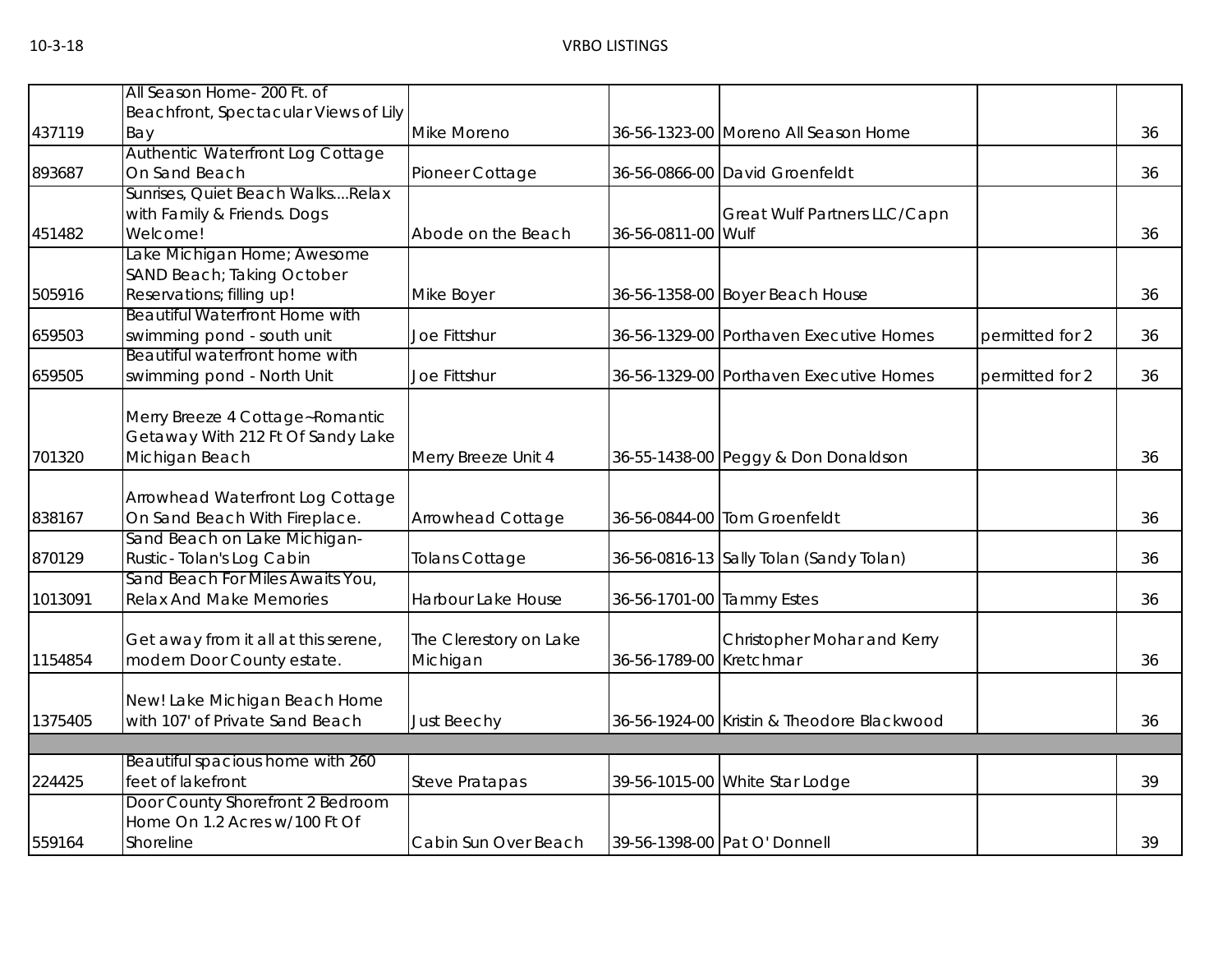| | | | | | | |
|---|---|---|---|---|---|---|
| 437119 | All Season Home- 200 Ft. of Beachfront, Spectacular Views of Lily Bay | Mike Moreno | 36-56-1323-00 | Moreno All Season Home | | 36 |
| 893687 | Authentic Waterfront Log Cottage On Sand Beach | Pioneer Cottage | 36-56-0866-00 | David Groenfeldt | | 36 |
| 451482 | Sunrises, Quiet Beach Walks....Relax with Family & Friends. Dogs Welcome! | Abode on the Beach | 36-56-0811-00 | Great Wulf Partners LLC/Capn Wulf | | 36 |
| 505916 | Lake Michigan Home; Awesome SAND Beach; Taking October Reservations; filling up! | Mike Boyer | 36-56-1358-00 | Boyer Beach House | | 36 |
| 659503 | Beautiful Waterfront Home with swimming pond - south unit | Joe Fittshur | 36-56-1329-00 | Porthaven Executive Homes | permitted for 2 | 36 |
| 659505 | Beautiful waterfront home with swimming pond - North Unit | Joe Fittshur | 36-56-1329-00 | Porthaven Executive Homes | permitted for 2 | 36 |
| 701320 | Merry Breeze 4 Cottage~Romantic Getaway With 212 Ft Of Sandy Lake Michigan Beach | Merry Breeze Unit 4 | 36-55-1438-00 | Peggy & Don Donaldson | | 36 |
| 838167 | Arrowhead Waterfront Log Cottage On Sand Beach With Fireplace. | Arrowhead Cottage | 36-56-0844-00 | Tom Groenfeldt | | 36 |
| 870129 | Sand Beach on Lake Michigan- Rustic- Tolan's Log Cabin | Tolans Cottage | 36-56-0816-13 | Sally Tolan (Sandy Tolan) | | 36 |
| 1013091 | Sand Beach For Miles Awaits You, Relax And Make Memories | Harbour Lake House | 36-56-1701-00 | Tammy Estes | | 36 |
| 1154854 | Get away from it all at this serene, modern Door County estate. | The Clerestory on Lake Michigan | 36-56-1789-00 | Christopher Mohar and Kerry Kretchmar | | 36 |
| 1375405 | New! Lake Michigan Beach Home with 107' of Private Sand Beach | Just Beechy | 36-56-1924-00 | Kristin & Theodore Blackwood | | 36 |
| | | | | | | |
| 224425 | Beautiful spacious home with 260 feet of lakefront | Steve Pratapas | 39-56-1015-00 | White Star Lodge | | 39 |
| 559164 | Door County Shorefront 2 Bedroom Home On 1.2 Acres w/100 Ft Of Shoreline | Cabin Sun Over Beach | 39-56-1398-00 | Pat O' Donnell | | 39 |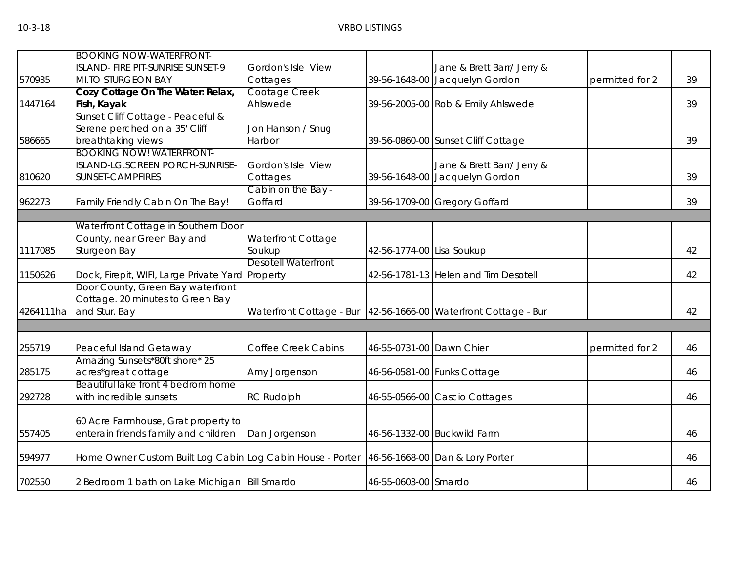| | | | | | | |
|---|---|---|---|---|---|---|
| 570935 | BOOKING NOW-WATERFRONT-ISLAND- FIRE PIT-SUNRISE SUNSET-9 MI.TO STURGEON BAY | Gordon's Isle View Cottages | 39-56-1648-00 | Jane & Brett Barr/ Jerry & Jacquelyn Gordon | permitted for 2 | 39 |
| 1447164 | **Cozy Cottage On The Water: Relax, Fish, Kayak** | Cootage Creek Ahlswede | 39-56-2005-00 | Rob & Emily Ahlswede | | 39 |
| 586665 | Sunset Cliff Cottage - Peaceful & Serene perched on a 35' Cliff breathtaking views | Jon Hanson / Snug Harbor | 39-56-0860-00 | Sunset Cliff Cottage | | 39 |
| 810620 | BOOKING NOW! WATERFRONT-ISLAND-LG.SCREEN PORCH-SUNRISE-SUNSET-CAMPFIRES | Gordon's Isle View Cottages | 39-56-1648-00 | Jane & Brett Barr/ Jerry & Jacquelyn Gordon | | 39 |
| 962273 | Family Friendly Cabin On The Bay! | Cabin on the Bay - Goffard | 39-56-1709-00 | Gregory Goffard | | 39 |
| | | | | | | |
| 1117085 | Waterfront Cottage in Southern Door County, near Green Bay and Sturgeon Bay | Waterfront Cottage Soukup | 42-56-1774-00 | Lisa Soukup | | 42 |
| 1150626 | Dock, Firepit, WIFI, Large Private Yard | Desotell Waterfront Property | 42-56-1781-13 | Helen and Tim Desotell | | 42 |
| 4264111ha | Door County, Green Bay waterfront Cottage. 20 minutes to Green Bay and Stur. Bay | Waterfront Cottage - Bur | 42-56-1666-00 | Waterfront Cottage - Bur | | 42 |
| | | | | | | |
| 255719 | Peaceful Island Getaway | Coffee Creek Cabins | 46-55-0731-00 | Dawn Chier | permitted for 2 | 46 |
| 285175 | Amazing Sunsets*80ft shore* 25 acres*great cottage | Amy Jorgenson | 46-56-0581-00 | Funks Cottage | | 46 |
| 292728 | Beautiful lake front 4 bedrom home with incredible sunsets | RC Rudolph | 46-55-0566-00 | Cascio Cottages | | 46 |
| 557405 | 60 Acre Farmhouse, Grat property to enterain friends family and children | Dan Jorgenson | 46-56-1332-00 | Buckwild Farm | | 46 |
| 594977 | Home Owner Custom Built Log Cabin | Log Cabin House - Porter | 46-56-1668-00 | Dan & Lory Porter | | 46 |
| 702550 | 2 Bedroom 1 bath on Lake Michigan | Bill Smardo | 46-55-0603-00 | Smardo | | 46 |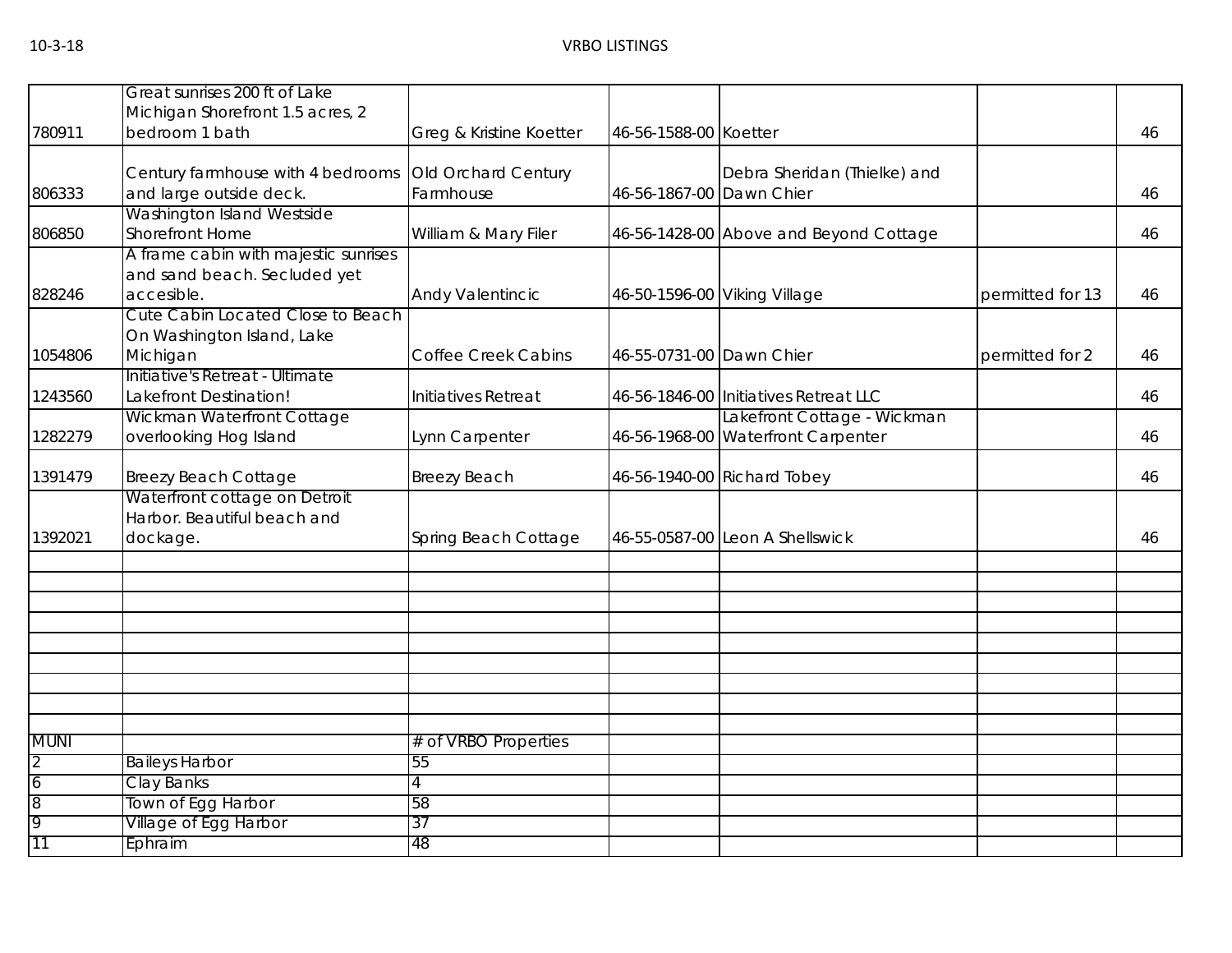| | | | | | | |
|---|---|---|---|---|---|---|
| 780911 | Great sunrises 200 ft of Lake Michigan Shorefront 1.5 acres, 2 bedroom 1 bath | Greg & Kristine Koetter | 46-56-1588-00 | Koetter | | 46 |
| 806333 | Century farmhouse with 4 bedrooms and large outside deck. | Old Orchard Century Farmhouse | 46-56-1867-00 | Debra Sheridan (Thielke) and Dawn Chier | | 46 |
| 806850 | Washington Island Westside Shorefront Home | William & Mary Filer | 46-56-1428-00 | Above and Beyond Cottage | | 46 |
| 828246 | A frame cabin with majestic sunrises and sand beach. Secluded yet accesible. | Andy Valentincic | 46-50-1596-00 | Viking Village | permitted for 13 | 46 |
| 1054806 | Cute Cabin Located Close to Beach On Washington Island, Lake Michigan | Coffee Creek Cabins | 46-55-0731-00 | Dawn Chier | permitted for 2 | 46 |
| 1243560 | Initiative's Retreat - Ultimate Lakefront Destination! | Initiatives Retreat | 46-56-1846-00 | Initiatives Retreat LLC | | 46 |
| 1282279 | Wickman Waterfront Cottage overlooking Hog Island | Lynn Carpenter | 46-56-1968-00 | Lakefront Cottage - Wickman Waterfront Carpenter | | 46 |
| 1391479 | Breezy Beach Cottage | Breezy Beach | 46-56-1940-00 | Richard Tobey | | 46 |
| 1392021 | Waterfront cottage on Detroit Harbor. Beautiful beach and dockage. | Spring Beach Cottage | 46-55-0587-00 | Leon A Shellswick | | 46 |
| | | | | | | |
| | | | | | | |
| | | | | | | |
| | | | | | | |
| | | | | | | |
| | | | | | | |
| | | | | | | |
| | | | | | | |
| | | | | | | |
| MUNI | | # of VRBO Properties | | | | |
| 2 | Baileys Harbor | 55 | | | | |
| 6 | Clay Banks | 4 | | | | |
| 8 | Town of Egg Harbor | 58 | | | | |
| 9 | Village of Egg Harbor | 37 | | | | |
| 11 | Ephraim | 48 | | | | |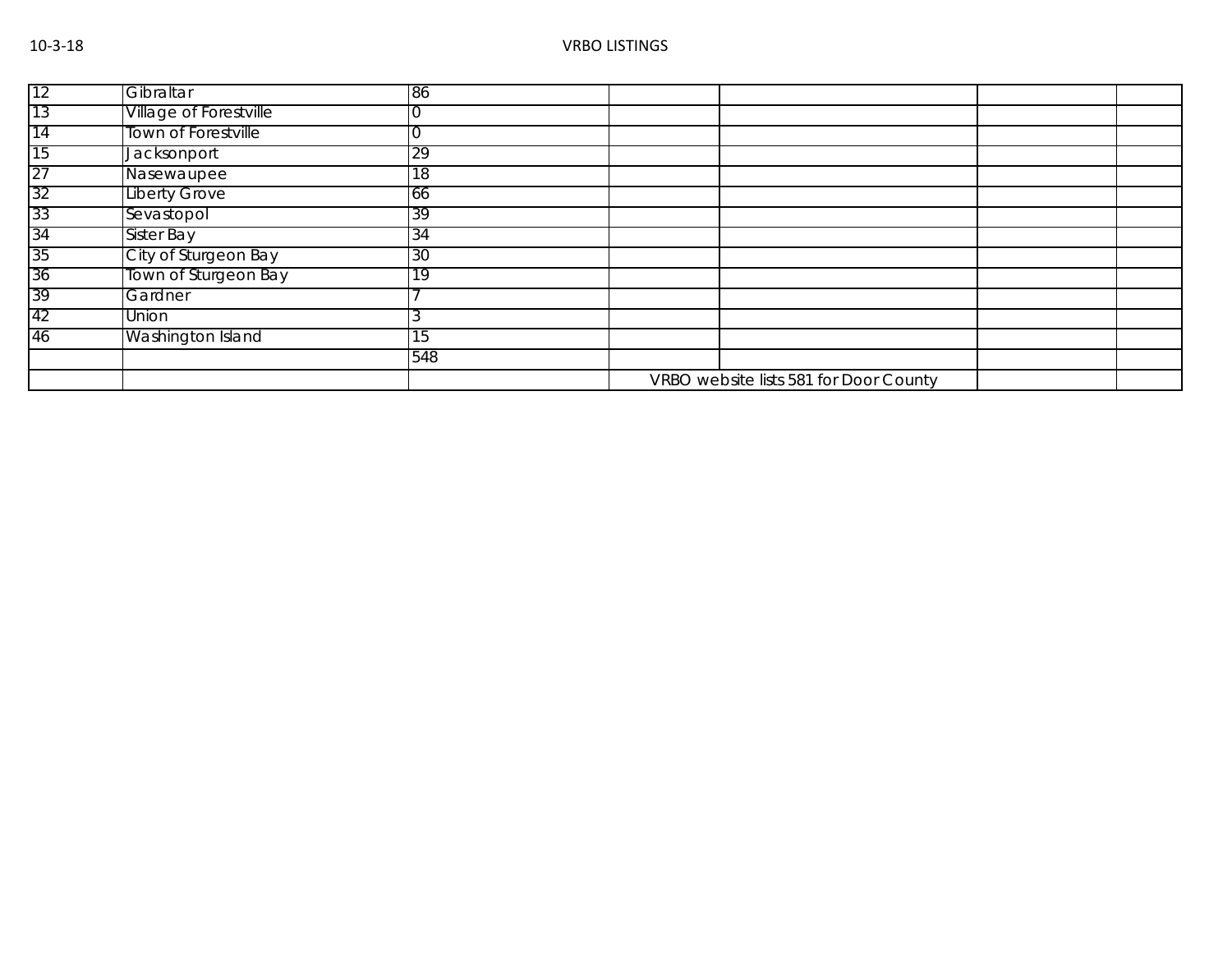| | | | | | | |
|---|---|---|---|---|---|---|
| 12 | Gibraltar | 86 | | | | |
| 13 | Village of Forestville | 0 | | | | |
| 14 | Town of Forestville | 0 | | | | |
| 15 | Jacksonport | 29 | | | | |
| 27 | Nasewaupee | 18 | | | | |
| 32 | Liberty Grove | 66 | | | | |
| 33 | Sevastopol | 39 | | | | |
| 34 | Sister Bay | 34 | | | | |
| 35 | City of Sturgeon Bay | 30 | | | | |
| 36 | Town of Sturgeon Bay | 19 | | | | |
| 39 | Gardner | 7 | | | | |
| 42 | Union | 3 | | | | |
| 46 | Washington Island | 15 | | | | |
| | | 548 | | | | |
| | | | VRBO website lists 581 for Door County | | | |